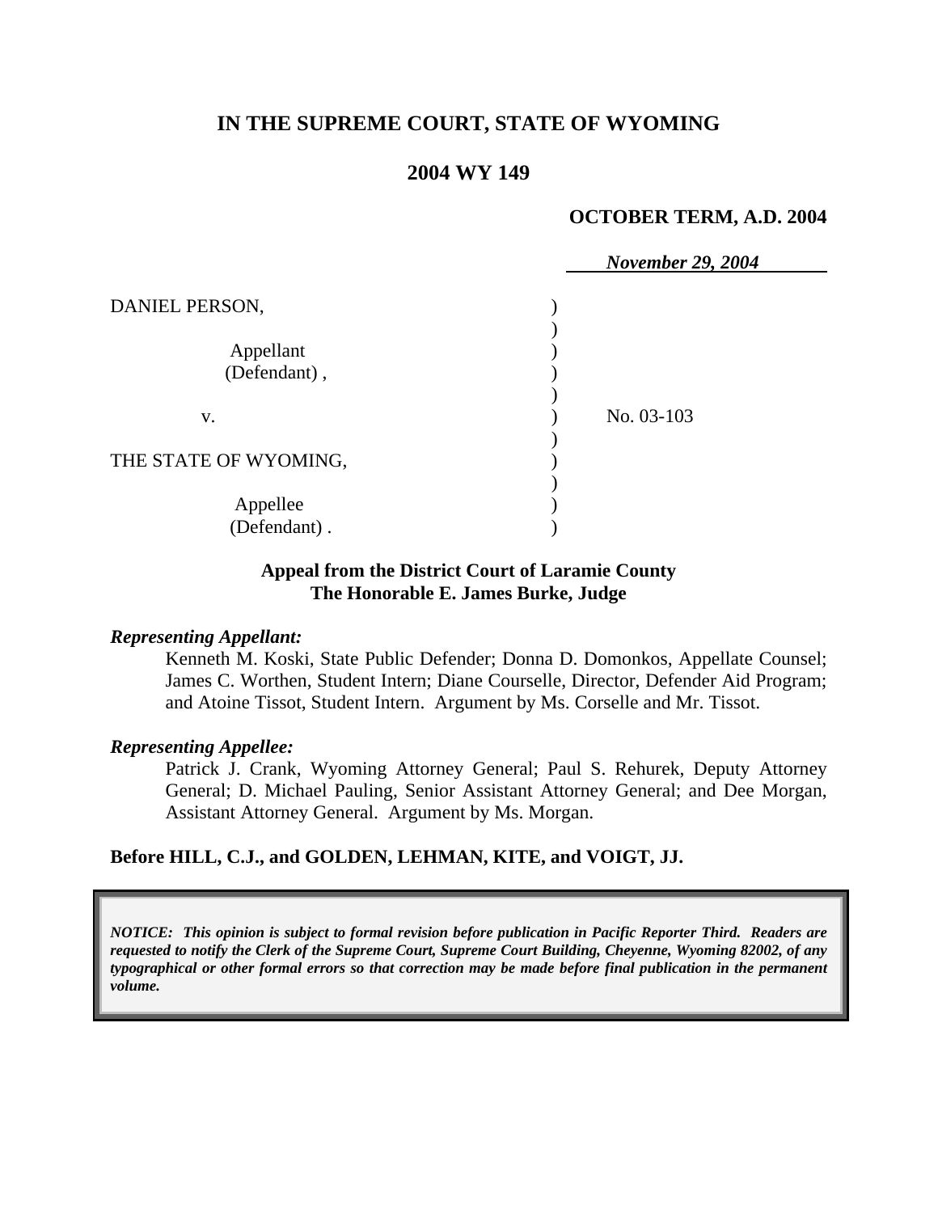**IN THE SUPREME COURT, STATE OF WYOMING**

**2004 WY 149**

**OCTOBER TERM, A.D. 2004**

*November 29, 2004*

DANIEL PERSON,

Appellant
(Defendant) ,

v. No. 03-103

THE STATE OF WYOMING,

Appellee
(Defendant) .

**Appeal from the District Court of Laramie County**
**The Honorable E. James Burke, Judge**

***Representing Appellant:***

Kenneth M. Koski, State Public Defender; Donna D. Domonkos, Appellate Counsel; James C. Worthen, Student Intern; Diane Courselle, Director, Defender Aid Program; and Atoine Tissot, Student Intern. Argument by Ms. Corselle and Mr. Tissot.

***Representing Appellee:***

Patrick J. Crank, Wyoming Attorney General; Paul S. Rehurek, Deputy Attorney General; D. Michael Pauling, Senior Assistant Attorney General; and Dee Morgan, Assistant Attorney General. Argument by Ms. Morgan.

**Before HILL, C.J., and GOLDEN, LEHMAN, KITE, and VOIGT, JJ.**

***NOTICE: This opinion is subject to formal revision before publication in Pacific Reporter Third. Readers are requested to notify the Clerk of the Supreme Court, Supreme Court Building, Cheyenne, Wyoming 82002, of any typographical or other formal errors so that correction may be made before final publication in the permanent volume.***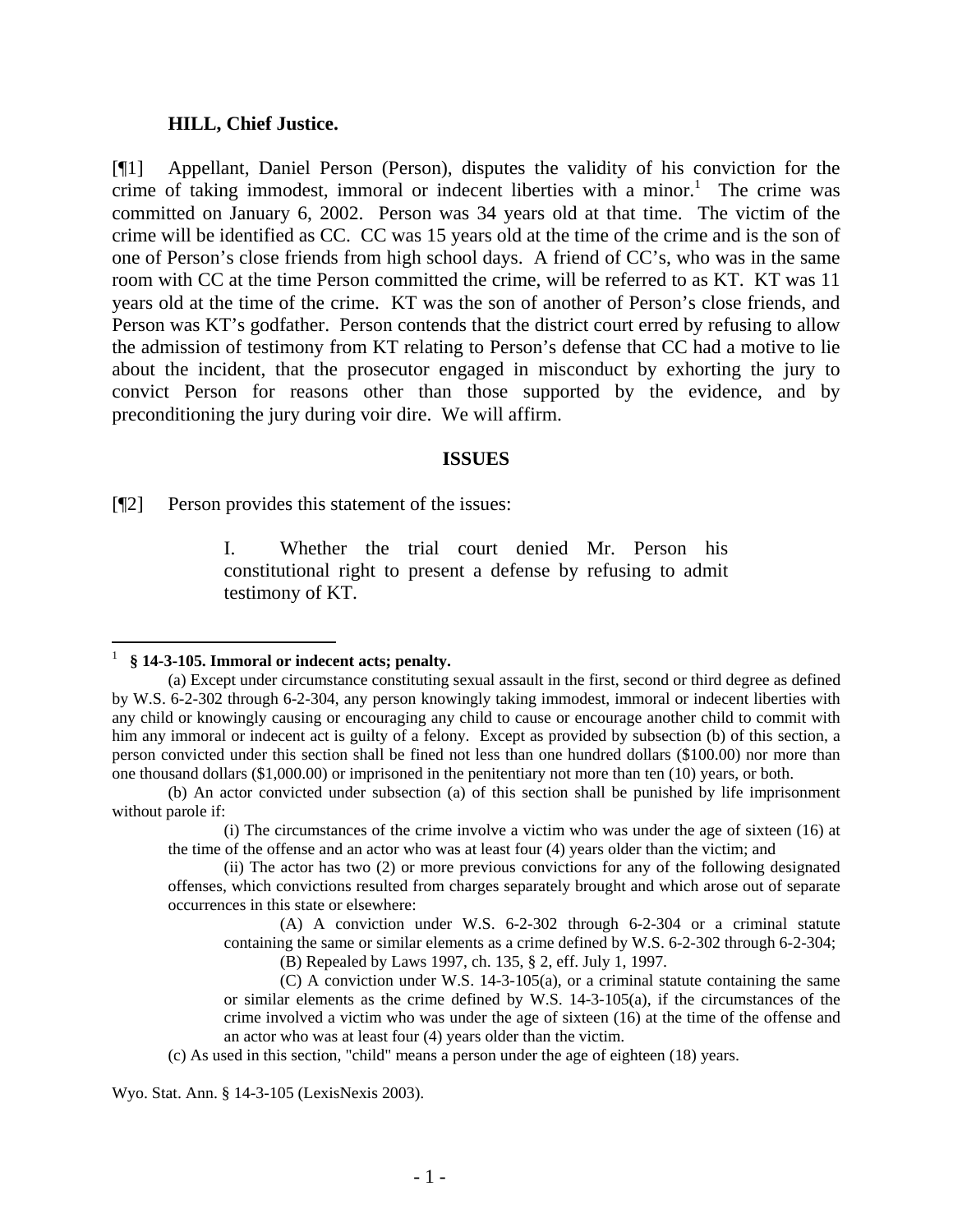**HILL, Chief Justice.**

[¶1] Appellant, Daniel Person (Person), disputes the validity of his conviction for the crime of taking immodest, immoral or indecent liberties with a minor.[1] The crime was committed on January 6, 2002. Person was 34 years old at that time. The victim of the crime will be identified as CC. CC was 15 years old at the time of the crime and is the son of one of Person's close friends from high school days. A friend of CC's, who was in the same room with CC at the time Person committed the crime, will be referred to as KT. KT was 11 years old at the time of the crime. KT was the son of another of Person's close friends, and Person was KT's godfather. Person contends that the district court erred by refusing to allow the admission of testimony from KT relating to Person's defense that CC had a motive to lie about the incident, that the prosecutor engaged in misconduct by exhorting the jury to convict Person for reasons other than those supported by the evidence, and by preconditioning the jury during voir dire. We will affirm.

## ISSUES

[¶2] Person provides this statement of the issues:

> I. Whether the trial court denied Mr. Person his constitutional right to present a defense by refusing to admit testimony of KT.

---

[1] **§ 14-3-105. Immoral or indecent acts; penalty.**

(a) Except under circumstance constituting sexual assault in the first, second or third degree as defined by W.S. 6-2-302 through 6-2-304, any person knowingly taking immodest, immoral or indecent liberties with any child or knowingly causing or encouraging any child to cause or encourage another child to commit with him any immoral or indecent act is guilty of a felony. Except as provided by subsection (b) of this section, a person convicted under this section shall be fined not less than one hundred dollars ($100.00) nor more than one thousand dollars ($1,000.00) or imprisoned in the penitentiary not more than ten (10) years, or both.

(b) An actor convicted under subsection (a) of this section shall be punished by life imprisonment without parole if:

> (i) The circumstances of the crime involve a victim who was under the age of sixteen (16) at the time of the offense and an actor who was at least four (4) years older than the victim; and
>
> (ii) The actor has two (2) or more previous convictions for any of the following designated offenses, which convictions resulted from charges separately brought and which arose out of separate occurrences in this state or elsewhere:
>
> > (A) A conviction under W.S. 6-2-302 through 6-2-304 or a criminal statute containing the same or similar elements as a crime defined by W.S. 6-2-302 through 6-2-304;
> >
> > (B) Repealed by Laws 1997, ch. 135, § 2, eff. July 1, 1997.
> >
> > (C) A conviction under W.S. 14-3-105(a), or a criminal statute containing the same or similar elements as the crime defined by W.S. 14-3-105(a), if the circumstances of the crime involved a victim who was under the age of sixteen (16) at the time of the offense and an actor who was at least four (4) years older than the victim.

(c) As used in this section, "child" means a person under the age of eighteen (18) years.

Wyo. Stat. Ann. § 14-3-105 (LexisNexis 2003).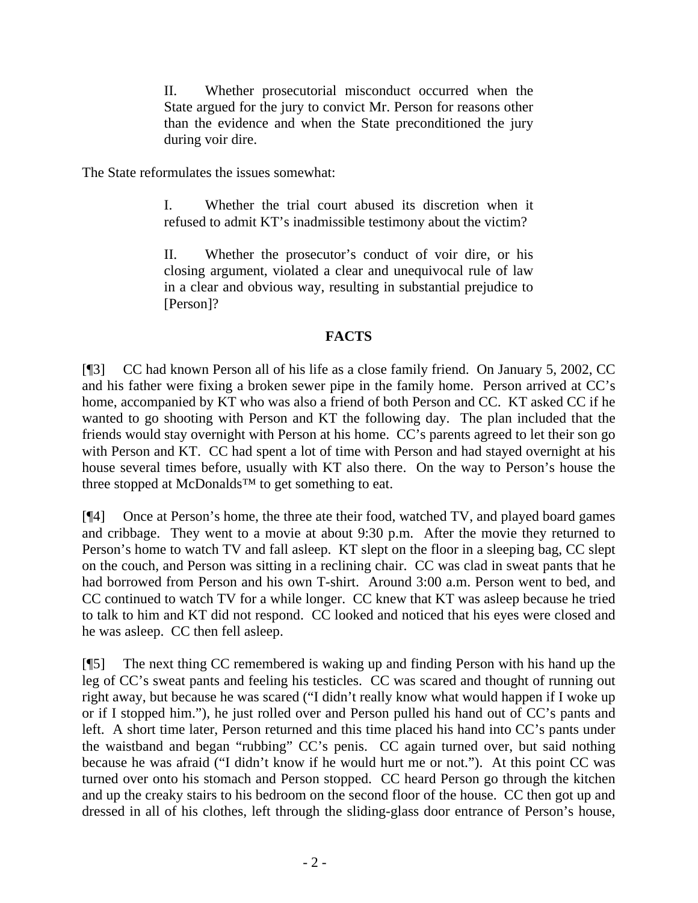> II. Whether prosecutorial misconduct occurred when the State argued for the jury to convict Mr. Person for reasons other than the evidence and when the State preconditioned the jury during voir dire.

The State reformulates the issues somewhat:

> I. Whether the trial court abused its discretion when it refused to admit KT's inadmissible testimony about the victim?
>
> II. Whether the prosecutor's conduct of voir dire, or his closing argument, violated a clear and unequivocal rule of law in a clear and obvious way, resulting in substantial prejudice to [Person]?

## FACTS

[¶3] CC had known Person all of his life as a close family friend. On January 5, 2002, CC and his father were fixing a broken sewer pipe in the family home. Person arrived at CC's home, accompanied by KT who was also a friend of both Person and CC. KT asked CC if he wanted to go shooting with Person and KT the following day. The plan included that the friends would stay overnight with Person at his home. CC's parents agreed to let their son go with Person and KT. CC had spent a lot of time with Person and had stayed overnight at his house several times before, usually with KT also there. On the way to Person's house the three stopped at McDonalds™ to get something to eat.

[¶4] Once at Person's home, the three ate their food, watched TV, and played board games and cribbage. They went to a movie at about 9:30 p.m. After the movie they returned to Person's home to watch TV and fall asleep. KT slept on the floor in a sleeping bag, CC slept on the couch, and Person was sitting in a reclining chair. CC was clad in sweat pants that he had borrowed from Person and his own T-shirt. Around 3:00 a.m. Person went to bed, and CC continued to watch TV for a while longer. CC knew that KT was asleep because he tried to talk to him and KT did not respond. CC looked and noticed that his eyes were closed and he was asleep. CC then fell asleep.

[¶5] The next thing CC remembered is waking up and finding Person with his hand up the leg of CC's sweat pants and feeling his testicles. CC was scared and thought of running out right away, but because he was scared ("I didn't really know what would happen if I woke up or if I stopped him."), he just rolled over and Person pulled his hand out of CC's pants and left. A short time later, Person returned and this time placed his hand into CC's pants under the waistband and began "rubbing" CC's penis. CC again turned over, but said nothing because he was afraid ("I didn't know if he would hurt me or not."). At this point CC was turned over onto his stomach and Person stopped. CC heard Person go through the kitchen and up the creaky stairs to his bedroom on the second floor of the house. CC then got up and dressed in all of his clothes, left through the sliding-glass door entrance of Person's house,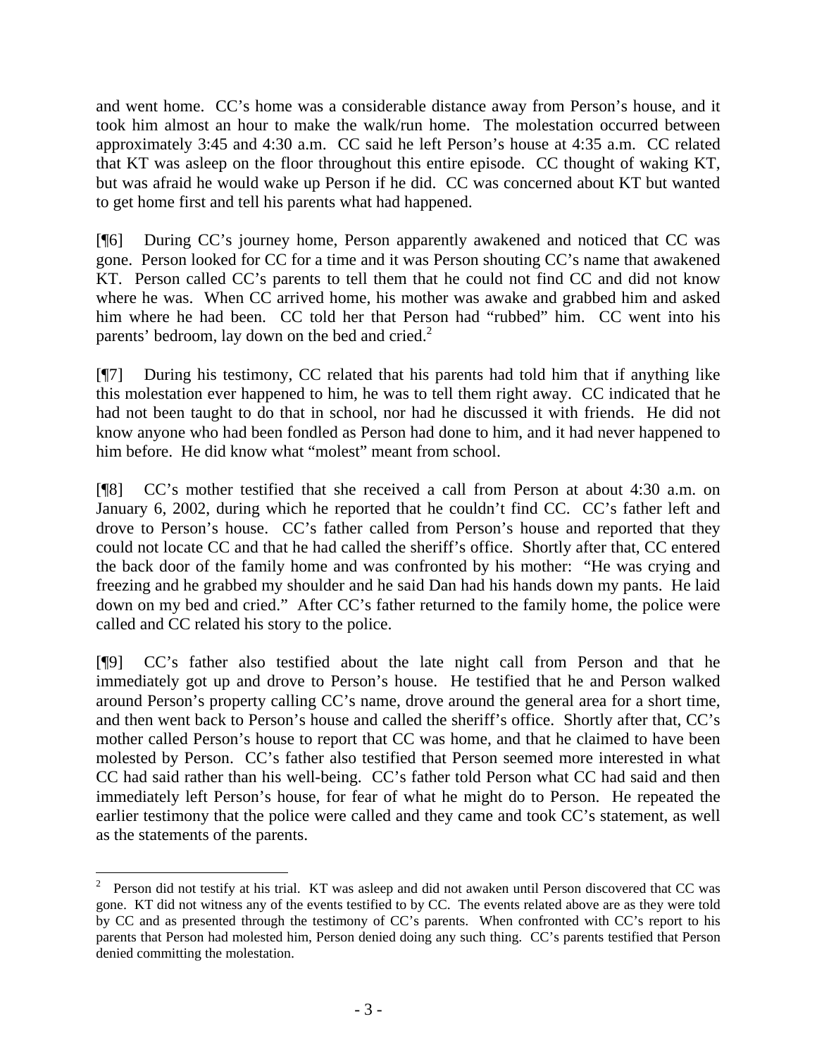and went home. CC's home was a considerable distance away from Person's house, and it took him almost an hour to make the walk/run home. The molestation occurred between approximately 3:45 and 4:30 a.m. CC said he left Person's house at 4:35 a.m. CC related that KT was asleep on the floor throughout this entire episode. CC thought of waking KT, but was afraid he would wake up Person if he did. CC was concerned about KT but wanted to get home first and tell his parents what had happened.

[¶6] During CC's journey home, Person apparently awakened and noticed that CC was gone. Person looked for CC for a time and it was Person shouting CC's name that awakened KT. Person called CC's parents to tell them that he could not find CC and did not know where he was. When CC arrived home, his mother was awake and grabbed him and asked him where he had been. CC told her that Person had "rubbed" him. CC went into his parents' bedroom, lay down on the bed and cried.[2]

[¶7] During his testimony, CC related that his parents had told him that if anything like this molestation ever happened to him, he was to tell them right away. CC indicated that he had not been taught to do that in school, nor had he discussed it with friends. He did not know anyone who had been fondled as Person had done to him, and it had never happened to him before. He did know what "molest" meant from school.

[¶8] CC's mother testified that she received a call from Person at about 4:30 a.m. on January 6, 2002, during which he reported that he couldn't find CC. CC's father left and drove to Person's house. CC's father called from Person's house and reported that they could not locate CC and that he had called the sheriff's office. Shortly after that, CC entered the back door of the family home and was confronted by his mother: "He was crying and freezing and he grabbed my shoulder and he said Dan had his hands down my pants. He laid down on my bed and cried." After CC's father returned to the family home, the police were called and CC related his story to the police.

[¶9] CC's father also testified about the late night call from Person and that he immediately got up and drove to Person's house. He testified that he and Person walked around Person's property calling CC's name, drove around the general area for a short time, and then went back to Person's house and called the sheriff's office. Shortly after that, CC's mother called Person's house to report that CC was home, and that he claimed to have been molested by Person. CC's father also testified that Person seemed more interested in what CC had said rather than his well-being. CC's father told Person what CC had said and then immediately left Person's house, for fear of what he might do to Person. He repeated the earlier testimony that the police were called and they came and took CC's statement, as well as the statements of the parents.

---

[2] Person did not testify at his trial. KT was asleep and did not awaken until Person discovered that CC was gone. KT did not witness any of the events testified to by CC. The events related above are as they were told by CC and as presented through the testimony of CC's parents. When confronted with CC's report to his parents that Person had molested him, Person denied doing any such thing. CC's parents testified that Person denied committing the molestation.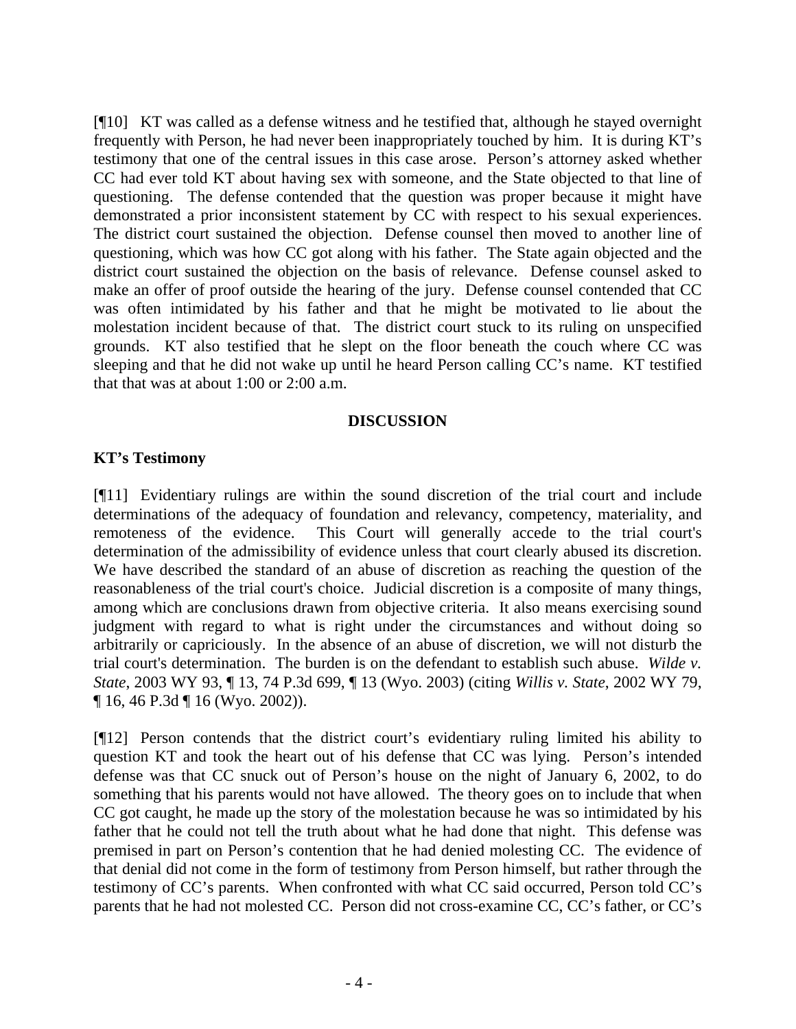[¶10] KT was called as a defense witness and he testified that, although he stayed overnight frequently with Person, he had never been inappropriately touched by him. It is during KT's testimony that one of the central issues in this case arose. Person's attorney asked whether CC had ever told KT about having sex with someone, and the State objected to that line of questioning. The defense contended that the question was proper because it might have demonstrated a prior inconsistent statement by CC with respect to his sexual experiences. The district court sustained the objection. Defense counsel then moved to another line of questioning, which was how CC got along with his father. The State again objected and the district court sustained the objection on the basis of relevance. Defense counsel asked to make an offer of proof outside the hearing of the jury. Defense counsel contended that CC was often intimidated by his father and that he might be motivated to lie about the molestation incident because of that. The district court stuck to its ruling on unspecified grounds. KT also testified that he slept on the floor beneath the couch where CC was sleeping and that he did not wake up until he heard Person calling CC's name. KT testified that that was at about 1:00 or 2:00 a.m.

## DISCUSSION

### KT's Testimony

[¶11] Evidentiary rulings are within the sound discretion of the trial court and include determinations of the adequacy of foundation and relevancy, competency, materiality, and remoteness of the evidence. This Court will generally accede to the trial court's determination of the admissibility of evidence unless that court clearly abused its discretion. We have described the standard of an abuse of discretion as reaching the question of the reasonableness of the trial court's choice. Judicial discretion is a composite of many things, among which are conclusions drawn from objective criteria. It also means exercising sound judgment with regard to what is right under the circumstances and without doing so arbitrarily or capriciously. In the absence of an abuse of discretion, we will not disturb the trial court's determination. The burden is on the defendant to establish such abuse. *Wilde v. State*, 2003 WY 93, ¶ 13, 74 P.3d 699, ¶ 13 (Wyo. 2003) (citing *Willis v. State*, 2002 WY 79, ¶ 16, 46 P.3d ¶ 16 (Wyo. 2002)).

[¶12] Person contends that the district court's evidentiary ruling limited his ability to question KT and took the heart out of his defense that CC was lying. Person's intended defense was that CC snuck out of Person's house on the night of January 6, 2002, to do something that his parents would not have allowed. The theory goes on to include that when CC got caught, he made up the story of the molestation because he was so intimidated by his father that he could not tell the truth about what he had done that night. This defense was premised in part on Person's contention that he had denied molesting CC. The evidence of that denial did not come in the form of testimony from Person himself, but rather through the testimony of CC's parents. When confronted with what CC said occurred, Person told CC's parents that he had not molested CC. Person did not cross-examine CC, CC's father, or CC's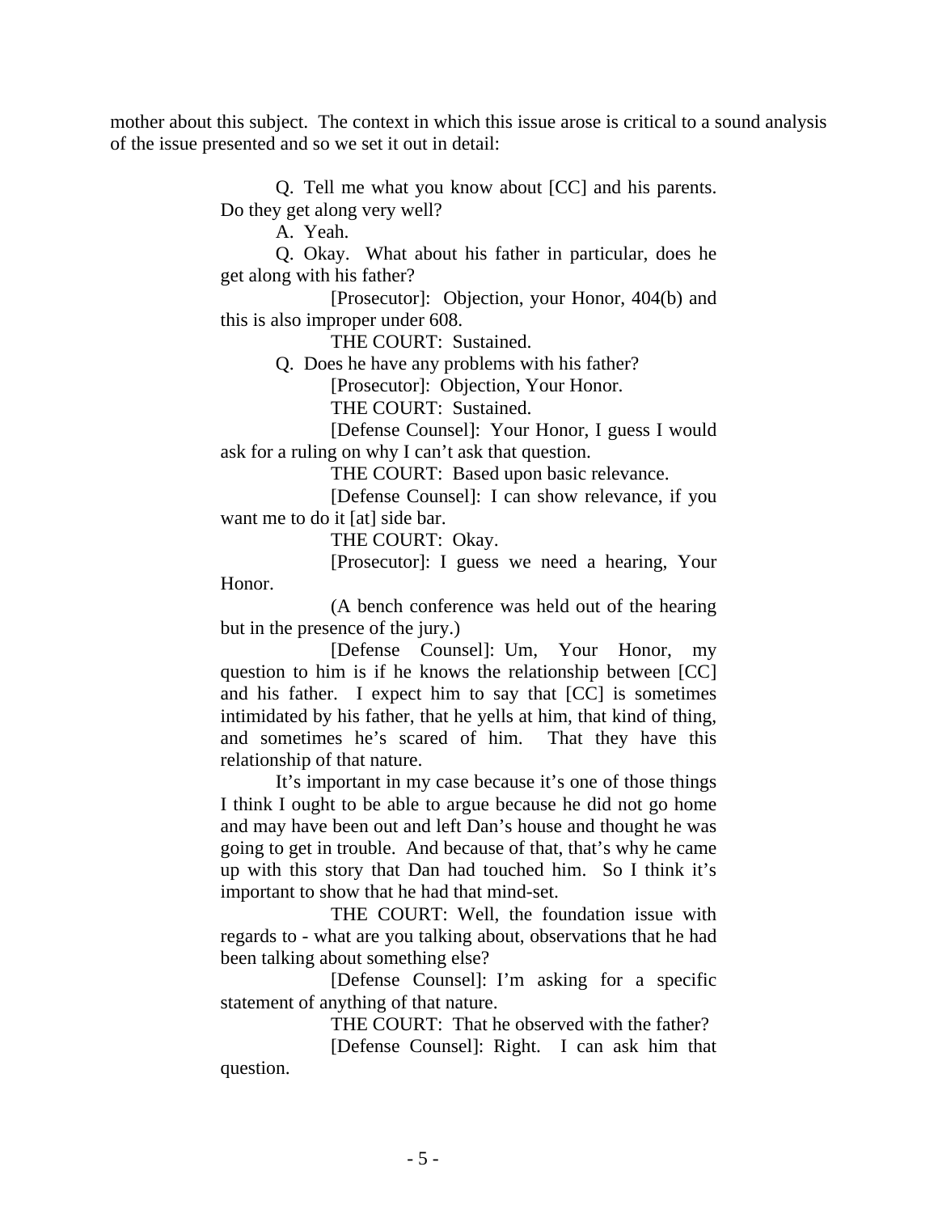mother about this subject. The context in which this issue arose is critical to a sound analysis of the issue presented and so we set it out in detail:

> Q. Tell me what you know about [CC] and his parents. Do they get along very well?
>
> A. Yeah.
>
> Q. Okay. What about his father in particular, does he get along with his father?
>
> [Prosecutor]: Objection, your Honor, 404(b) and this is also improper under 608.
>
> THE COURT: Sustained.
>
> Q. Does he have any problems with his father?
>
> [Prosecutor]: Objection, Your Honor.
>
> THE COURT: Sustained.
>
> [Defense Counsel]: Your Honor, I guess I would ask for a ruling on why I can't ask that question.
>
> THE COURT: Based upon basic relevance.
>
> [Defense Counsel]: I can show relevance, if you want me to do it [at] side bar.
>
> THE COURT: Okay.
>
> [Prosecutor]: I guess we need a hearing, Your Honor.
>
> (A bench conference was held out of the hearing but in the presence of the jury.)
>
> [Defense Counsel]: Um, Your Honor, my question to him is if he knows the relationship between [CC] and his father. I expect him to say that [CC] is sometimes intimidated by his father, that he yells at him, that kind of thing, and sometimes he's scared of him. That they have this relationship of that nature.
>
> It's important in my case because it's one of those things I think I ought to be able to argue because he did not go home and may have been out and left Dan's house and thought he was going to get in trouble. And because of that, that's why he came up with this story that Dan had touched him. So I think it's important to show that he had that mind-set.
>
> THE COURT: Well, the foundation issue with regards to - what are you talking about, observations that he had been talking about something else?
>
> [Defense Counsel]: I'm asking for a specific statement of anything of that nature.
>
> THE COURT: That he observed with the father?
>
> [Defense Counsel]: Right. I can ask him that question.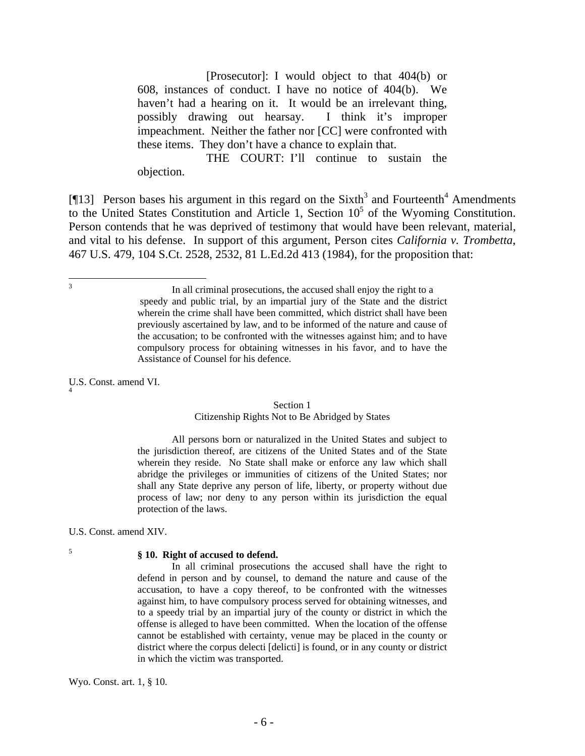> [Prosecutor]: I would object to that 404(b) or 608, instances of conduct. I have no notice of 404(b). We haven't had a hearing on it. It would be an irrelevant thing, possibly drawing out hearsay. I think it's improper impeachment. Neither the father nor [CC] were confronted with these items. They don't have a chance to explain that.
>
> THE COURT: I'll continue to sustain the objection.

[¶13] Person bases his argument in this regard on the Sixth[3] and Fourteenth[4] Amendments to the United States Constitution and Article 1, Section 10[5] of the Wyoming Constitution. Person contends that he was deprived of testimony that would have been relevant, material, and vital to his defense. In support of this argument, Person cites *California v. Trombetta*, 467 U.S. 479, 104 S.Ct. 2528, 2532, 81 L.Ed.2d 413 (1984), for the proposition that:

---

[3]

> In all criminal prosecutions, the accused shall enjoy the right to a speedy and public trial, by an impartial jury of the State and the district wherein the crime shall have been committed, which district shall have been previously ascertained by law, and to be informed of the nature and cause of the accusation; to be confronted with the witnesses against him; to have compulsory process for obtaining witnesses in his favor, and to have the Assistance of Counsel for his defence.

U.S. Const. amend VI.

[4]

> Section 1
> Citizenship Rights Not to Be Abridged by States
>
> All persons born or naturalized in the United States and subject to the jurisdiction thereof, are citizens of the United States and of the State wherein they reside. No State shall make or enforce any law which shall abridge the privileges or immunities of citizens of the United States; nor shall any State deprive any person of life, liberty, or property without due process of law; nor deny to any person within its jurisdiction the equal protection of the laws.

U.S. Const. amend XIV.

[5]

> **§ 10. Right of accused to defend.**
>
> In all criminal prosecutions the accused shall have the right to defend in person and by counsel, to demand the nature and cause of the accusation, to have a copy thereof, to be confronted with the witnesses against him, to have compulsory process served for obtaining witnesses, and to a speedy trial by an impartial jury of the county or district in which the offense is alleged to have been committed. When the location of the offense cannot be established with certainty, venue may be placed in the county or district where the corpus delecti [delicti] is found, or in any county or district in which the victim was transported.

Wyo. Const. art. 1, § 10.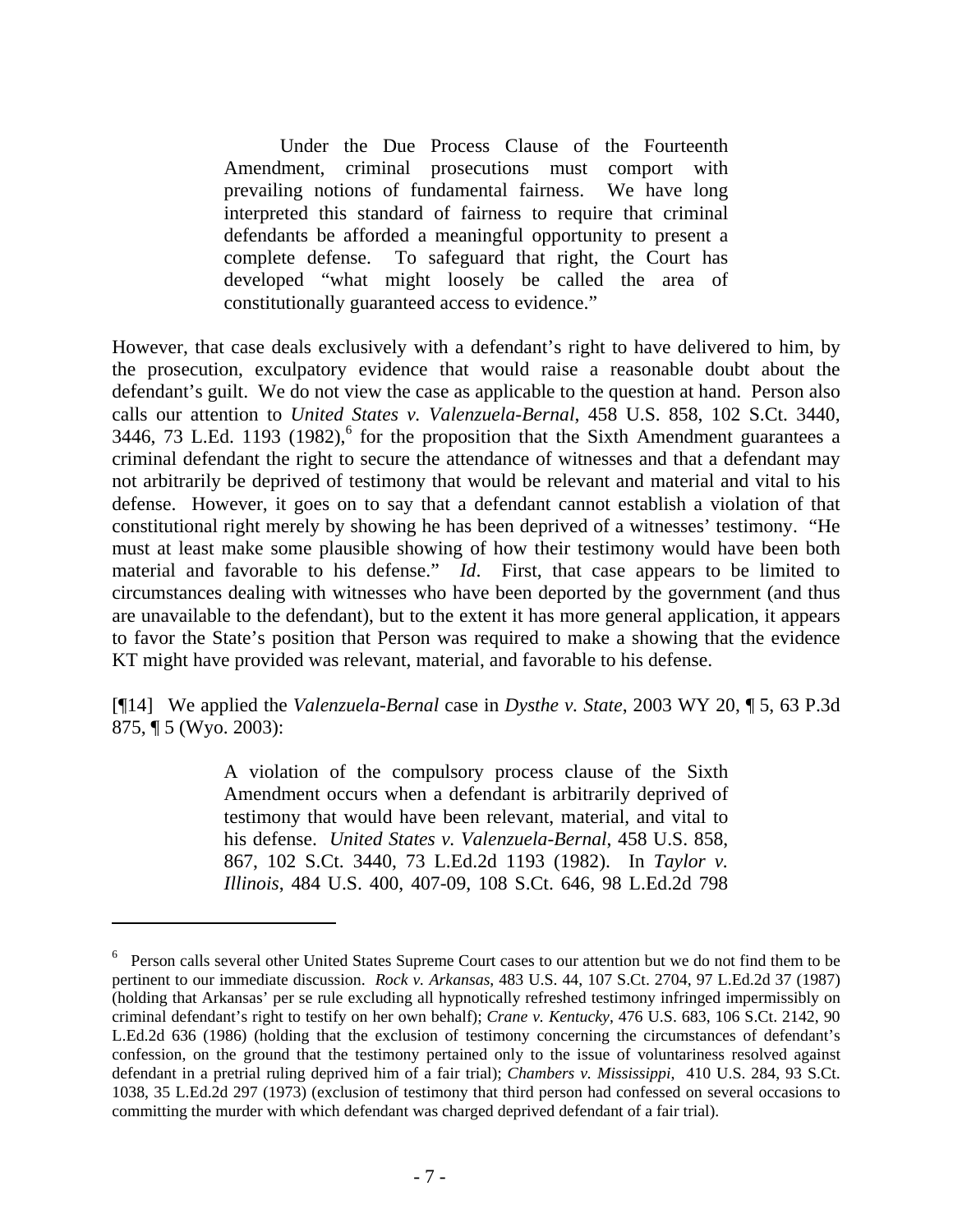> Under the Due Process Clause of the Fourteenth Amendment, criminal prosecutions must comport with prevailing notions of fundamental fairness. We have long interpreted this standard of fairness to require that criminal defendants be afforded a meaningful opportunity to present a complete defense. To safeguard that right, the Court has developed "what might loosely be called the area of constitutionally guaranteed access to evidence."

However, that case deals exclusively with a defendant's right to have delivered to him, by the prosecution, exculpatory evidence that would raise a reasonable doubt about the defendant's guilt. We do not view the case as applicable to the question at hand. Person also calls our attention to *United States v. Valenzuela-Bernal*, 458 U.S. 858, 102 S.Ct. 3440, 3446, 73 L.Ed. 1193 (1982),[6] for the proposition that the Sixth Amendment guarantees a criminal defendant the right to secure the attendance of witnesses and that a defendant may not arbitrarily be deprived of testimony that would be relevant and material and vital to his defense. However, it goes on to say that a defendant cannot establish a violation of that constitutional right merely by showing he has been deprived of a witnesses' testimony. "He must at least make some plausible showing of how their testimony would have been both material and favorable to his defense." *Id*. First, that case appears to be limited to circumstances dealing with witnesses who have been deported by the government (and thus are unavailable to the defendant), but to the extent it has more general application, it appears to favor the State's position that Person was required to make a showing that the evidence KT might have provided was relevant, material, and favorable to his defense.

[¶14] We applied the *Valenzuela-Bernal* case in *Dysthe v. State*, 2003 WY 20, ¶ 5, 63 P.3d 875, ¶ 5 (Wyo. 2003):

> A violation of the compulsory process clause of the Sixth Amendment occurs when a defendant is arbitrarily deprived of testimony that would have been relevant, material, and vital to his defense. *United States v. Valenzuela-Bernal*, 458 U.S. 858, 867, 102 S.Ct. 3440, 73 L.Ed.2d 1193 (1982). In *Taylor v. Illinois*, 484 U.S. 400, 407-09, 108 S.Ct. 646, 98 L.Ed.2d 798

---

[6] Person calls several other United States Supreme Court cases to our attention but we do not find them to be pertinent to our immediate discussion. *Rock v. Arkansas*, 483 U.S. 44, 107 S.Ct. 2704, 97 L.Ed.2d 37 (1987) (holding that Arkansas' per se rule excluding all hypnotically refreshed testimony infringed impermissibly on criminal defendant's right to testify on her own behalf); *Crane v. Kentucky*, 476 U.S. 683, 106 S.Ct. 2142, 90 L.Ed.2d 636 (1986) (holding that the exclusion of testimony concerning the circumstances of defendant's confession, on the ground that the testimony pertained only to the issue of voluntariness resolved against defendant in a pretrial ruling deprived him of a fair trial); *Chambers v. Mississippi*, 410 U.S. 284, 93 S.Ct. 1038, 35 L.Ed.2d 297 (1973) (exclusion of testimony that third person had confessed on several occasions to committing the murder with which defendant was charged deprived defendant of a fair trial).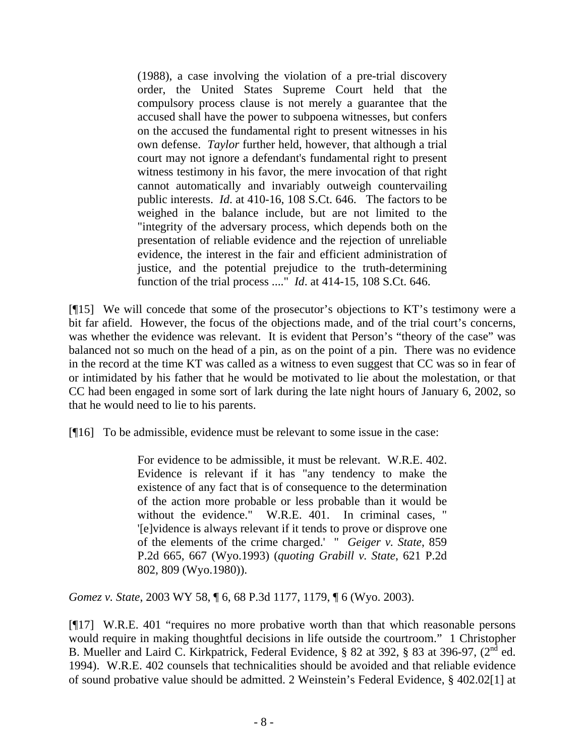> (1988), a case involving the violation of a pre-trial discovery order, the United States Supreme Court held that the compulsory process clause is not merely a guarantee that the accused shall have the power to subpoena witnesses, but confers on the accused the fundamental right to present witnesses in his own defense. *Taylor* further held, however, that although a trial court may not ignore a defendant's fundamental right to present witness testimony in his favor, the mere invocation of that right cannot automatically and invariably outweigh countervailing public interests. *Id*. at 410-16, 108 S.Ct. 646. The factors to be weighed in the balance include, but are not limited to the "integrity of the adversary process, which depends both on the presentation of reliable evidence and the rejection of unreliable evidence, the interest in the fair and efficient administration of justice, and the potential prejudice to the truth-determining function of the trial process ...." *Id*. at 414-15, 108 S.Ct. 646.

[¶15] We will concede that some of the prosecutor's objections to KT's testimony were a bit far afield. However, the focus of the objections made, and of the trial court's concerns, was whether the evidence was relevant. It is evident that Person's "theory of the case" was balanced not so much on the head of a pin, as on the point of a pin. There was no evidence in the record at the time KT was called as a witness to even suggest that CC was so in fear of or intimidated by his father that he would be motivated to lie about the molestation, or that CC had been engaged in some sort of lark during the late night hours of January 6, 2002, so that he would need to lie to his parents.

[¶16] To be admissible, evidence must be relevant to some issue in the case:

> For evidence to be admissible, it must be relevant. W.R.E. 402. Evidence is relevant if it has "any tendency to make the existence of any fact that is of consequence to the determination of the action more probable or less probable than it would be without the evidence." W.R.E. 401. In criminal cases, " '[e]vidence is always relevant if it tends to prove or disprove one of the elements of the crime charged.' " *Geiger v. State*, 859 P.2d 665, 667 (Wyo.1993) (*quoting Grabill v. State*, 621 P.2d 802, 809 (Wyo.1980)).

*Gomez v. State*, 2003 WY 58, ¶ 6, 68 P.3d 1177, 1179, ¶ 6 (Wyo. 2003).

[¶17] W.R.E. 401 "requires no more probative worth than that which reasonable persons would require in making thoughtful decisions in life outside the courtroom." 1 Christopher B. Mueller and Laird C. Kirkpatrick, Federal Evidence, § 82 at 392, § 83 at 396-97, (2nd ed. 1994). W.R.E. 402 counsels that technicalities should be avoided and that reliable evidence of sound probative value should be admitted. 2 Weinstein's Federal Evidence, § 402.02[1] at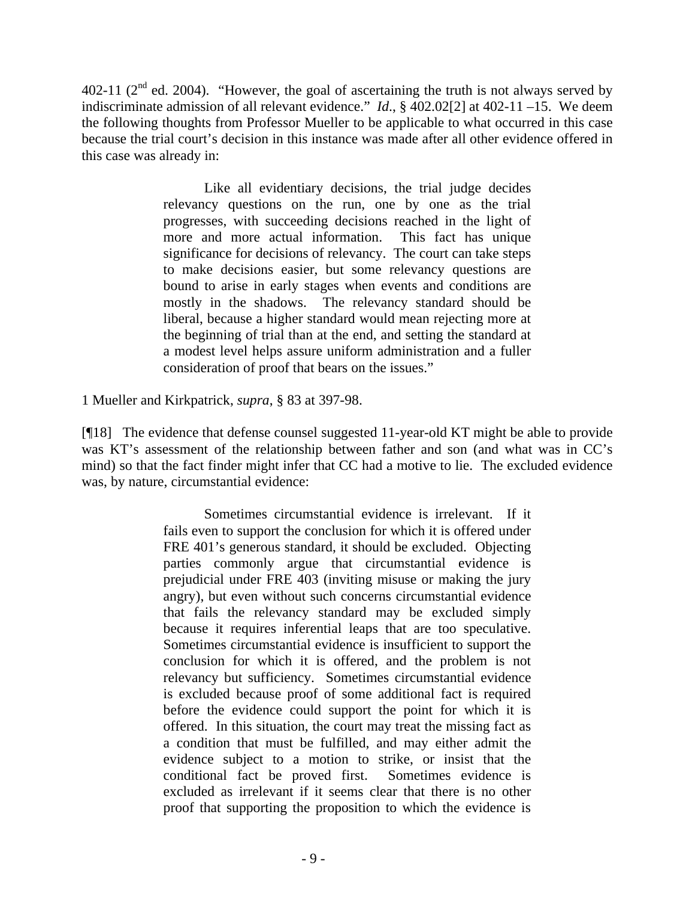402-11 (2nd ed. 2004). "However, the goal of ascertaining the truth is not always served by indiscriminate admission of all relevant evidence." *Id*., § 402.02[2] at 402-11 –15. We deem the following thoughts from Professor Mueller to be applicable to what occurred in this case because the trial court's decision in this instance was made after all other evidence offered in this case was already in:

> Like all evidentiary decisions, the trial judge decides relevancy questions on the run, one by one as the trial progresses, with succeeding decisions reached in the light of more and more actual information. This fact has unique significance for decisions of relevancy. The court can take steps to make decisions easier, but some relevancy questions are bound to arise in early stages when events and conditions are mostly in the shadows. The relevancy standard should be liberal, because a higher standard would mean rejecting more at the beginning of trial than at the end, and setting the standard at a modest level helps assure uniform administration and a fuller consideration of proof that bears on the issues."

1 Mueller and Kirkpatrick, *supra*, § 83 at 397-98.

[¶18] The evidence that defense counsel suggested 11-year-old KT might be able to provide was KT's assessment of the relationship between father and son (and what was in CC's mind) so that the fact finder might infer that CC had a motive to lie. The excluded evidence was, by nature, circumstantial evidence:

> Sometimes circumstantial evidence is irrelevant. If it fails even to support the conclusion for which it is offered under FRE 401's generous standard, it should be excluded. Objecting parties commonly argue that circumstantial evidence is prejudicial under FRE 403 (inviting misuse or making the jury angry), but even without such concerns circumstantial evidence that fails the relevancy standard may be excluded simply because it requires inferential leaps that are too speculative. Sometimes circumstantial evidence is insufficient to support the conclusion for which it is offered, and the problem is not relevancy but sufficiency. Sometimes circumstantial evidence is excluded because proof of some additional fact is required before the evidence could support the point for which it is offered. In this situation, the court may treat the missing fact as a condition that must be fulfilled, and may either admit the evidence subject to a motion to strike, or insist that the conditional fact be proved first. Sometimes evidence is excluded as irrelevant if it seems clear that there is no other proof that supporting the proposition to which the evidence is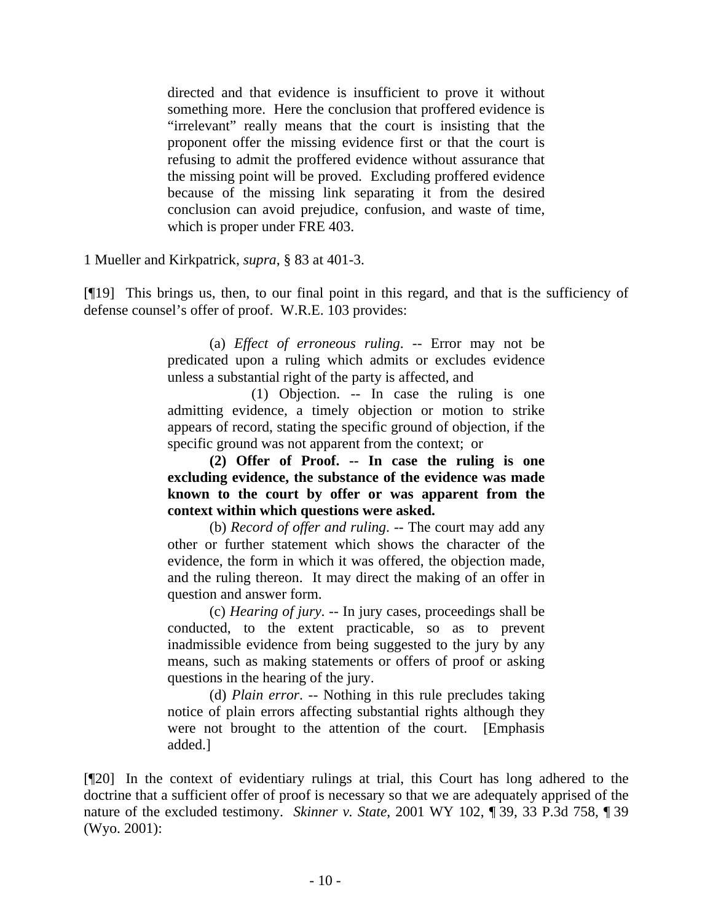> directed and that evidence is insufficient to prove it without something more. Here the conclusion that proffered evidence is "irrelevant" really means that the court is insisting that the proponent offer the missing evidence first or that the court is refusing to admit the proffered evidence without assurance that the missing point will be proved. Excluding proffered evidence because of the missing link separating it from the desired conclusion can avoid prejudice, confusion, and waste of time, which is proper under FRE 403.

1 Mueller and Kirkpatrick, *supra*, § 83 at 401-3.

[¶19] This brings us, then, to our final point in this regard, and that is the sufficiency of defense counsel's offer of proof. W.R.E. 103 provides:

> (a) *Effect of erroneous ruling*. -- Error may not be predicated upon a ruling which admits or excludes evidence unless a substantial right of the party is affected, and
>
> (1) Objection. -- In case the ruling is one admitting evidence, a timely objection or motion to strike appears of record, stating the specific ground of objection, if the specific ground was not apparent from the context; or
>
> **(2) Offer of Proof. -- In case the ruling is one excluding evidence, the substance of the evidence was made known to the court by offer or was apparent from the context within which questions were asked.**
>
> (b) *Record of offer and ruling*. -- The court may add any other or further statement which shows the character of the evidence, the form in which it was offered, the objection made, and the ruling thereon. It may direct the making of an offer in question and answer form.
>
> (c) *Hearing of jury*. -- In jury cases, proceedings shall be conducted, to the extent practicable, so as to prevent inadmissible evidence from being suggested to the jury by any means, such as making statements or offers of proof or asking questions in the hearing of the jury.
>
> (d) *Plain error*. -- Nothing in this rule precludes taking notice of plain errors affecting substantial rights although they were not brought to the attention of the court. [Emphasis added.]

[¶20] In the context of evidentiary rulings at trial, this Court has long adhered to the doctrine that a sufficient offer of proof is necessary so that we are adequately apprised of the nature of the excluded testimony. *Skinner v. State*, 2001 WY 102, ¶ 39, 33 P.3d 758, ¶ 39 (Wyo. 2001):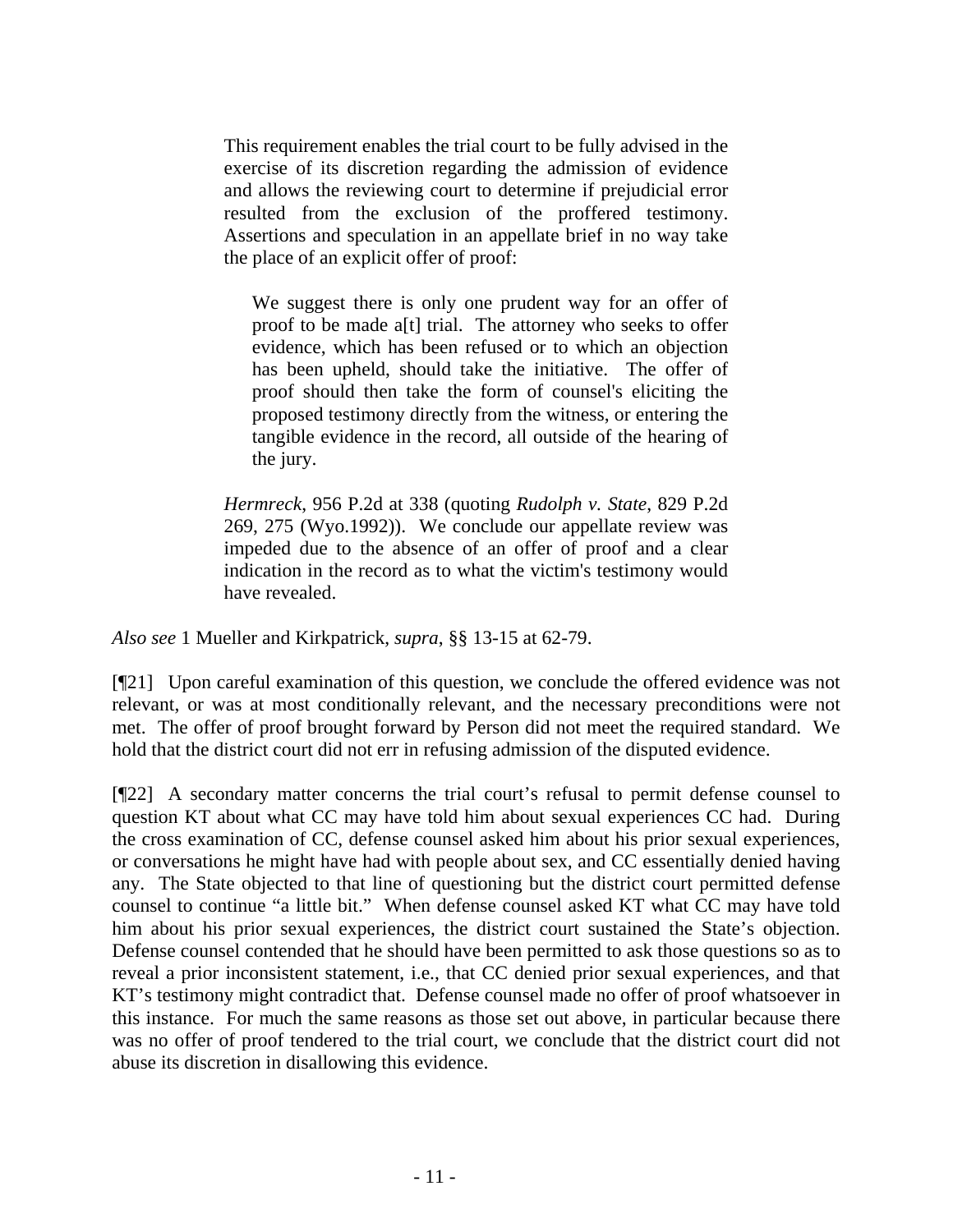> This requirement enables the trial court to be fully advised in the exercise of its discretion regarding the admission of evidence and allows the reviewing court to determine if prejudicial error resulted from the exclusion of the proffered testimony. Assertions and speculation in an appellate brief in no way take the place of an explicit offer of proof:
>
> > We suggest there is only one prudent way for an offer of proof to be made a[t] trial. The attorney who seeks to offer evidence, which has been refused or to which an objection has been upheld, should take the initiative. The offer of proof should then take the form of counsel's eliciting the proposed testimony directly from the witness, or entering the tangible evidence in the record, all outside of the hearing of the jury.
>
> *Hermreck*, 956 P.2d at 338 (quoting *Rudolph v. State*, 829 P.2d 269, 275 (Wyo.1992)). We conclude our appellate review was impeded due to the absence of an offer of proof and a clear indication in the record as to what the victim's testimony would have revealed.

*Also see* 1 Mueller and Kirkpatrick, *supra*, §§ 13-15 at 62-79.

[¶21] Upon careful examination of this question, we conclude the offered evidence was not relevant, or was at most conditionally relevant, and the necessary preconditions were not met. The offer of proof brought forward by Person did not meet the required standard. We hold that the district court did not err in refusing admission of the disputed evidence.

[¶22] A secondary matter concerns the trial court's refusal to permit defense counsel to question KT about what CC may have told him about sexual experiences CC had. During the cross examination of CC, defense counsel asked him about his prior sexual experiences, or conversations he might have had with people about sex, and CC essentially denied having any. The State objected to that line of questioning but the district court permitted defense counsel to continue "a little bit." When defense counsel asked KT what CC may have told him about his prior sexual experiences, the district court sustained the State's objection. Defense counsel contended that he should have been permitted to ask those questions so as to reveal a prior inconsistent statement, i.e., that CC denied prior sexual experiences, and that KT's testimony might contradict that. Defense counsel made no offer of proof whatsoever in this instance. For much the same reasons as those set out above, in particular because there was no offer of proof tendered to the trial court, we conclude that the district court did not abuse its discretion in disallowing this evidence.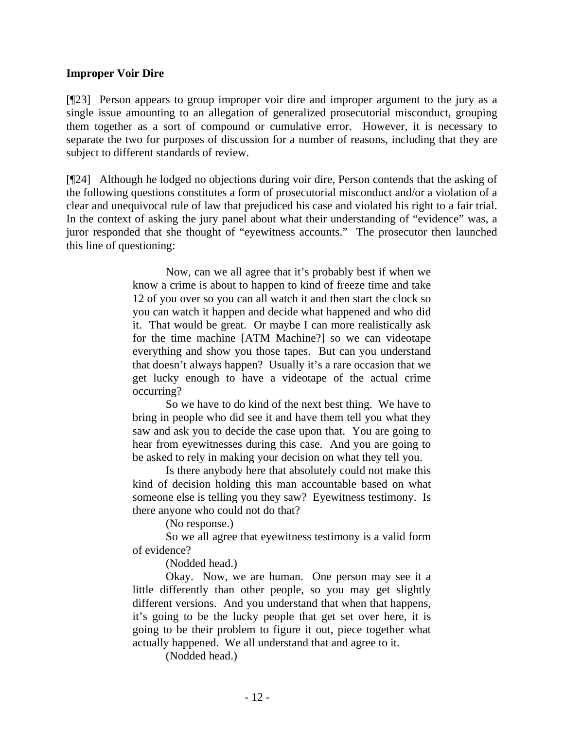**Improper Voir Dire**

[¶23] Person appears to group improper voir dire and improper argument to the jury as a single issue amounting to an allegation of generalized prosecutorial misconduct, grouping them together as a sort of compound or cumulative error. However, it is necessary to separate the two for purposes of discussion for a number of reasons, including that they are subject to different standards of review.

[¶24] Although he lodged no objections during voir dire, Person contends that the asking of the following questions constitutes a form of prosecutorial misconduct and/or a violation of a clear and unequivocal rule of law that prejudiced his case and violated his right to a fair trial. In the context of asking the jury panel about what their understanding of "evidence" was, a juror responded that she thought of "eyewitness accounts." The prosecutor then launched this line of questioning:

> Now, can we all agree that it's probably best if when we know a crime is about to happen to kind of freeze time and take 12 of you over so you can all watch it and then start the clock so you can watch it happen and decide what happened and who did it. That would be great. Or maybe I can more realistically ask for the time machine [ATM Machine?] so we can videotape everything and show you those tapes. But can you understand that doesn't always happen? Usually it's a rare occasion that we get lucky enough to have a videotape of the actual crime occurring?
>
> So we have to do kind of the next best thing. We have to bring in people who did see it and have them tell you what they saw and ask you to decide the case upon that. You are going to hear from eyewitnesses during this case. And you are going to be asked to rely in making your decision on what they tell you.
>
> Is there anybody here that absolutely could not make this kind of decision holding this man accountable based on what someone else is telling you they saw? Eyewitness testimony. Is there anyone who could not do that?
>
> (No response.)
>
> So we all agree that eyewitness testimony is a valid form of evidence?
>
> (Nodded head.)
>
> Okay. Now, we are human. One person may see it a little differently than other people, so you may get slightly different versions. And you understand that when that happens, it's going to be the lucky people that get set over here, it is going to be their problem to figure it out, piece together what actually happened. We all understand that and agree to it.
>
> (Nodded head.)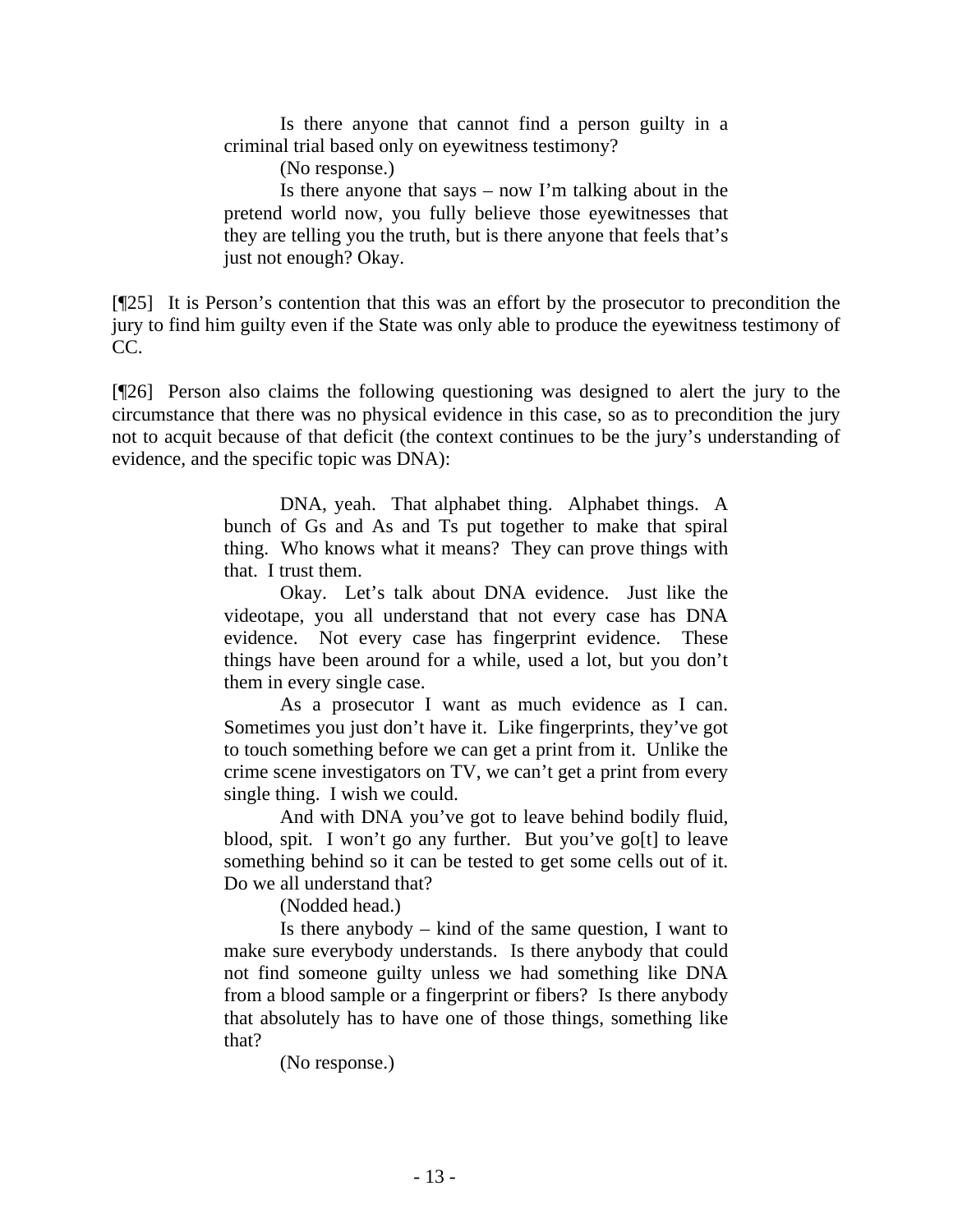> Is there anyone that cannot find a person guilty in a criminal trial based only on eyewitness testimony?
>
> (No response.)
>
> Is there anyone that says – now I'm talking about in the pretend world now, you fully believe those eyewitnesses that they are telling you the truth, but is there anyone that feels that's just not enough? Okay.

[¶25] It is Person's contention that this was an effort by the prosecutor to precondition the jury to find him guilty even if the State was only able to produce the eyewitness testimony of CC.

[¶26] Person also claims the following questioning was designed to alert the jury to the circumstance that there was no physical evidence in this case, so as to precondition the jury not to acquit because of that deficit (the context continues to be the jury's understanding of evidence, and the specific topic was DNA):

> DNA, yeah. That alphabet thing. Alphabet things. A bunch of Gs and As and Ts put together to make that spiral thing. Who knows what it means? They can prove things with that. I trust them.
>
> Okay. Let's talk about DNA evidence. Just like the videotape, you all understand that not every case has DNA evidence. Not every case has fingerprint evidence. These things have been around for a while, used a lot, but you don't them in every single case.
>
> As a prosecutor I want as much evidence as I can. Sometimes you just don't have it. Like fingerprints, they've got to touch something before we can get a print from it. Unlike the crime scene investigators on TV, we can't get a print from every single thing. I wish we could.
>
> And with DNA you've got to leave behind bodily fluid, blood, spit. I won't go any further. But you've go[t] to leave something behind so it can be tested to get some cells out of it. Do we all understand that?
>
> (Nodded head.)
>
> Is there anybody – kind of the same question, I want to make sure everybody understands. Is there anybody that could not find someone guilty unless we had something like DNA from a blood sample or a fingerprint or fibers? Is there anybody that absolutely has to have one of those things, something like that?
>
> (No response.)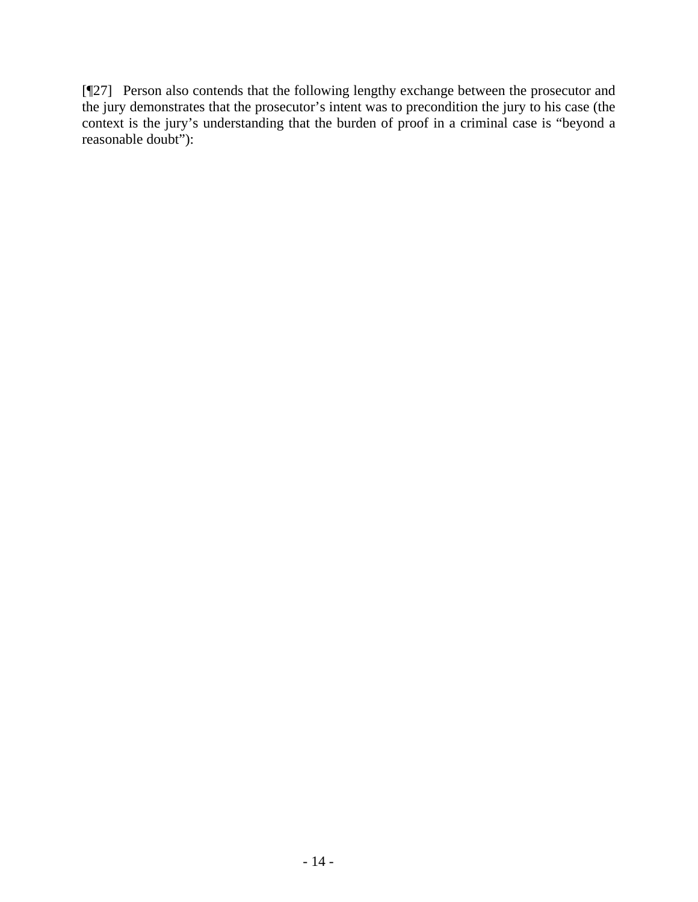[¶27] Person also contends that the following lengthy exchange between the prosecutor and the jury demonstrates that the prosecutor's intent was to precondition the jury to his case (the context is the jury's understanding that the burden of proof in a criminal case is "beyond a reasonable doubt"):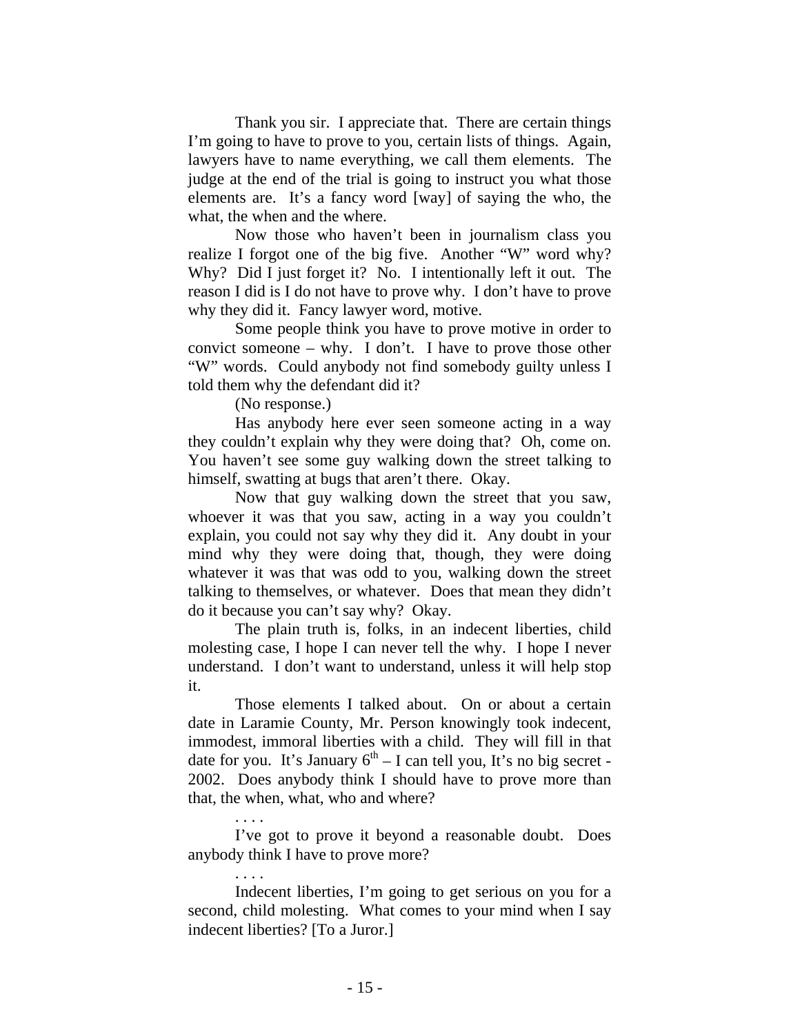Thank you sir. I appreciate that. There are certain things I'm going to have to prove to you, certain lists of things. Again, lawyers have to name everything, we call them elements. The judge at the end of the trial is going to instruct you what those elements are. It's a fancy word [way] of saying the who, the what, the when and the where.

Now those who haven't been in journalism class you realize I forgot one of the big five. Another "W" word why? Why? Did I just forget it? No. I intentionally left it out. The reason I did is I do not have to prove why. I don't have to prove why they did it. Fancy lawyer word, motive.

Some people think you have to prove motive in order to convict someone – why. I don't. I have to prove those other "W" words. Could anybody not find somebody guilty unless I told them why the defendant did it?

(No response.)

Has anybody here ever seen someone acting in a way they couldn't explain why they were doing that? Oh, come on. You haven't see some guy walking down the street talking to himself, swatting at bugs that aren't there. Okay.

Now that guy walking down the street that you saw, whoever it was that you saw, acting in a way you couldn't explain, you could not say why they did it. Any doubt in your mind why they were doing that, though, they were doing whatever it was that was odd to you, walking down the street talking to themselves, or whatever. Does that mean they didn't do it because you can't say why? Okay.

The plain truth is, folks, in an indecent liberties, child molesting case, I hope I can never tell the why. I hope I never understand. I don't want to understand, unless it will help stop it.

Those elements I talked about. On or about a certain date in Laramie County, Mr. Person knowingly took indecent, immodest, immoral liberties with a child. They will fill in that date for you. It's January 6th – I can tell you, It's no big secret - 2002. Does anybody think I should have to prove more than that, the when, what, who and where?

. . . .

I've got to prove it beyond a reasonable doubt. Does anybody think I have to prove more?

. . . .

Indecent liberties, I'm going to get serious on you for a second, child molesting. What comes to your mind when I say indecent liberties? [To a Juror.]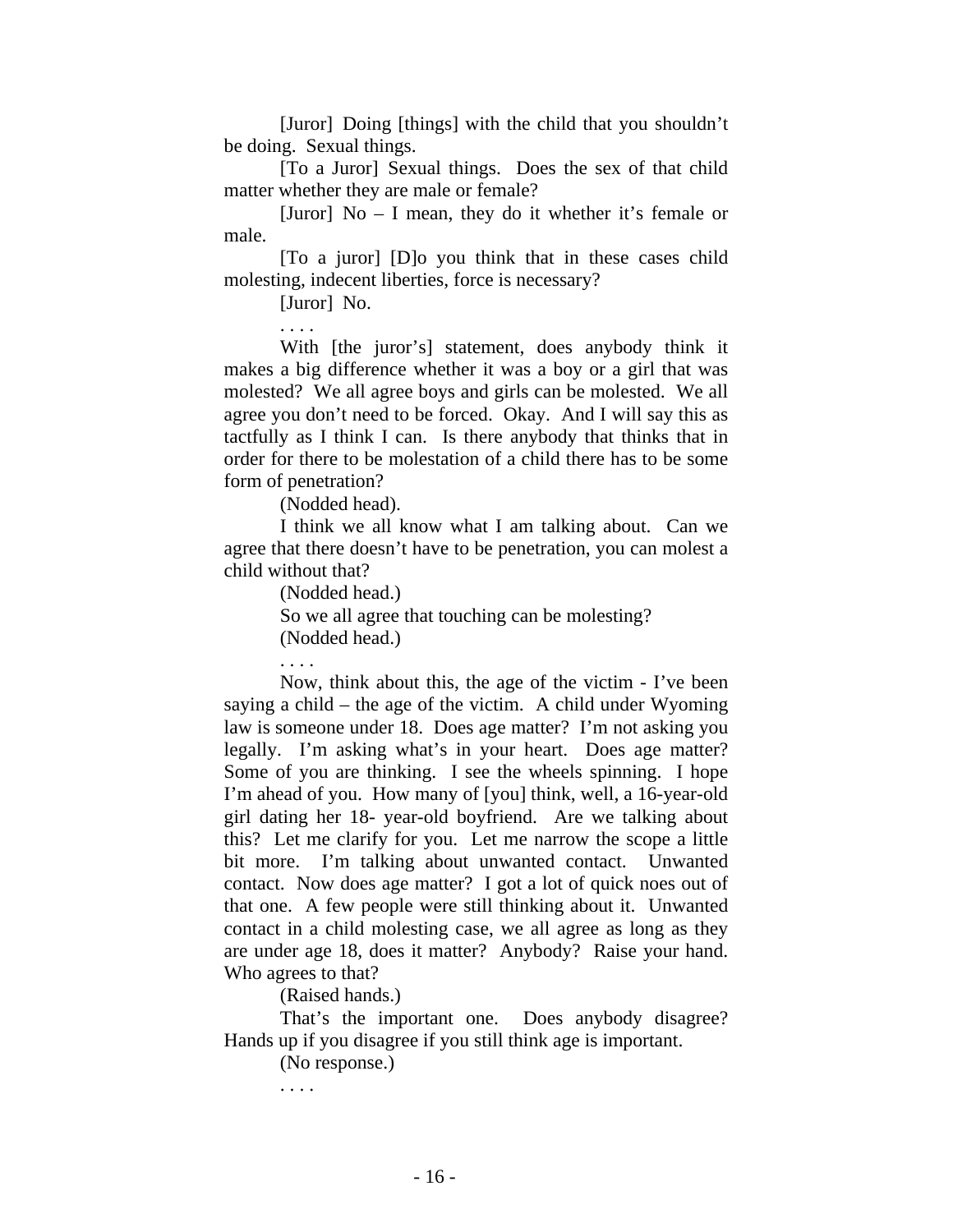[Juror] Doing [things] with the child that you shouldn't be doing. Sexual things.

[To a Juror] Sexual things. Does the sex of that child matter whether they are male or female?

[Juror] No – I mean, they do it whether it's female or male.

[To a juror] [D]o you think that in these cases child molesting, indecent liberties, force is necessary?

[Juror] No.

. . . .

With [the juror's] statement, does anybody think it makes a big difference whether it was a boy or a girl that was molested? We all agree boys and girls can be molested. We all agree you don't need to be forced. Okay. And I will say this as tactfully as I think I can. Is there anybody that thinks that in order for there to be molestation of a child there has to be some form of penetration?

(Nodded head).

I think we all know what I am talking about. Can we agree that there doesn't have to be penetration, you can molest a child without that?

(Nodded head.)

So we all agree that touching can be molesting?

(Nodded head.)

. . . .

Now, think about this, the age of the victim - I've been saying a child – the age of the victim. A child under Wyoming law is someone under 18. Does age matter? I'm not asking you legally. I'm asking what's in your heart. Does age matter? Some of you are thinking. I see the wheels spinning. I hope I'm ahead of you. How many of [you] think, well, a 16-year-old girl dating her 18- year-old boyfriend. Are we talking about this? Let me clarify for you. Let me narrow the scope a little bit more. I'm talking about unwanted contact. Unwanted contact. Now does age matter? I got a lot of quick noes out of that one. A few people were still thinking about it. Unwanted contact in a child molesting case, we all agree as long as they are under age 18, does it matter? Anybody? Raise your hand. Who agrees to that?

(Raised hands.)

That's the important one. Does anybody disagree? Hands up if you disagree if you still think age is important.

(No response.)

. . . .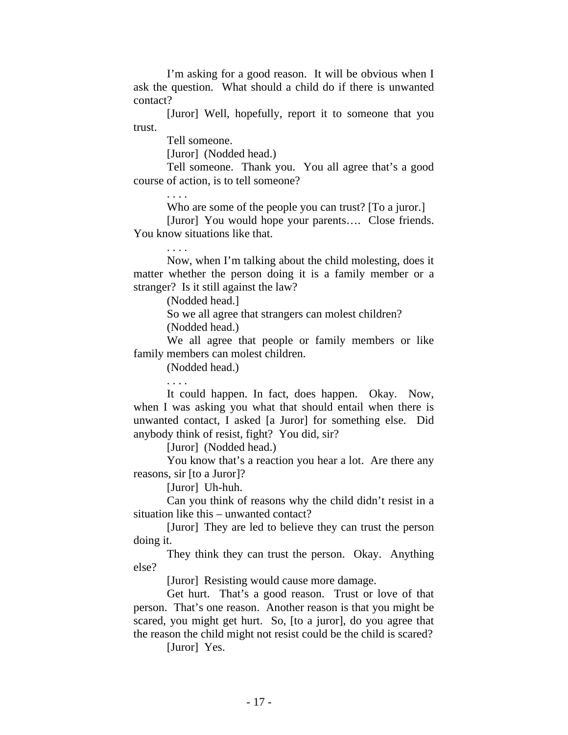I'm asking for a good reason. It will be obvious when I ask the question. What should a child do if there is unwanted contact?

[Juror] Well, hopefully, report it to someone that you trust.

Tell someone.

[Juror] (Nodded head.)

Tell someone. Thank you. You all agree that's a good course of action, is to tell someone?

. . . .

Who are some of the people you can trust? [To a juror.]

[Juror] You would hope your parents…. Close friends. You know situations like that.

. . . .

Now, when I'm talking about the child molesting, does it matter whether the person doing it is a family member or a stranger? Is it still against the law?

(Nodded head.]

So we all agree that strangers can molest children?

(Nodded head.)

We all agree that people or family members or like family members can molest children.

(Nodded head.)

. . . .

It could happen. In fact, does happen. Okay. Now, when I was asking you what that should entail when there is unwanted contact, I asked [a Juror] for something else. Did anybody think of resist, fight? You did, sir?

[Juror] (Nodded head.)

You know that's a reaction you hear a lot. Are there any reasons, sir [to a Juror]?

[Juror] Uh-huh.

Can you think of reasons why the child didn't resist in a situation like this – unwanted contact?

[Juror] They are led to believe they can trust the person doing it.

They think they can trust the person. Okay. Anything else?

[Juror] Resisting would cause more damage.

Get hurt. That's a good reason. Trust or love of that person. That's one reason. Another reason is that you might be scared, you might get hurt. So, [to a juror], do you agree that the reason the child might not resist could be the child is scared?

[Juror] Yes.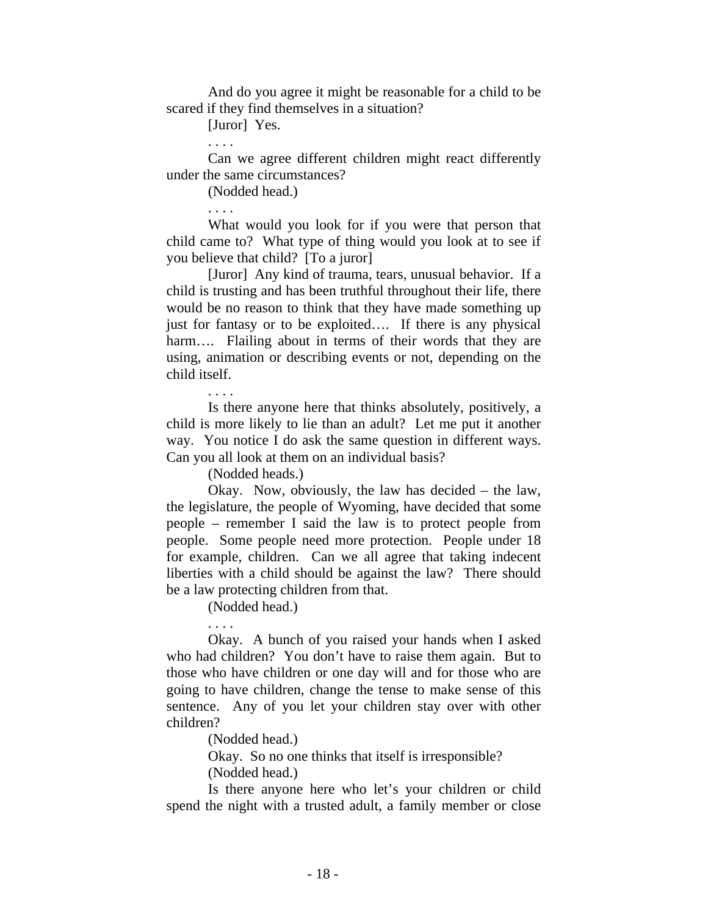And do you agree it might be reasonable for a child to be scared if they find themselves in a situation?

[Juror] Yes.

. . . .

Can we agree different children might react differently under the same circumstances?

(Nodded head.)

. . . .

What would you look for if you were that person that child came to? What type of thing would you look at to see if you believe that child? [To a juror]

[Juror] Any kind of trauma, tears, unusual behavior. If a child is trusting and has been truthful throughout their life, there would be no reason to think that they have made something up just for fantasy or to be exploited…. If there is any physical harm…. Flailing about in terms of their words that they are using, animation or describing events or not, depending on the child itself.

. . . .

Is there anyone here that thinks absolutely, positively, a child is more likely to lie than an adult? Let me put it another way. You notice I do ask the same question in different ways. Can you all look at them on an individual basis?

(Nodded heads.)

Okay. Now, obviously, the law has decided – the law, the legislature, the people of Wyoming, have decided that some people – remember I said the law is to protect people from people. Some people need more protection. People under 18 for example, children. Can we all agree that taking indecent liberties with a child should be against the law? There should be a law protecting children from that.

(Nodded head.)

. . . .

Okay. A bunch of you raised your hands when I asked who had children? You don't have to raise them again. But to those who have children or one day will and for those who are going to have children, change the tense to make sense of this sentence. Any of you let your children stay over with other children?

(Nodded head.)

Okay. So no one thinks that itself is irresponsible?

(Nodded head.)

Is there anyone here who let's your children or child spend the night with a trusted adult, a family member or close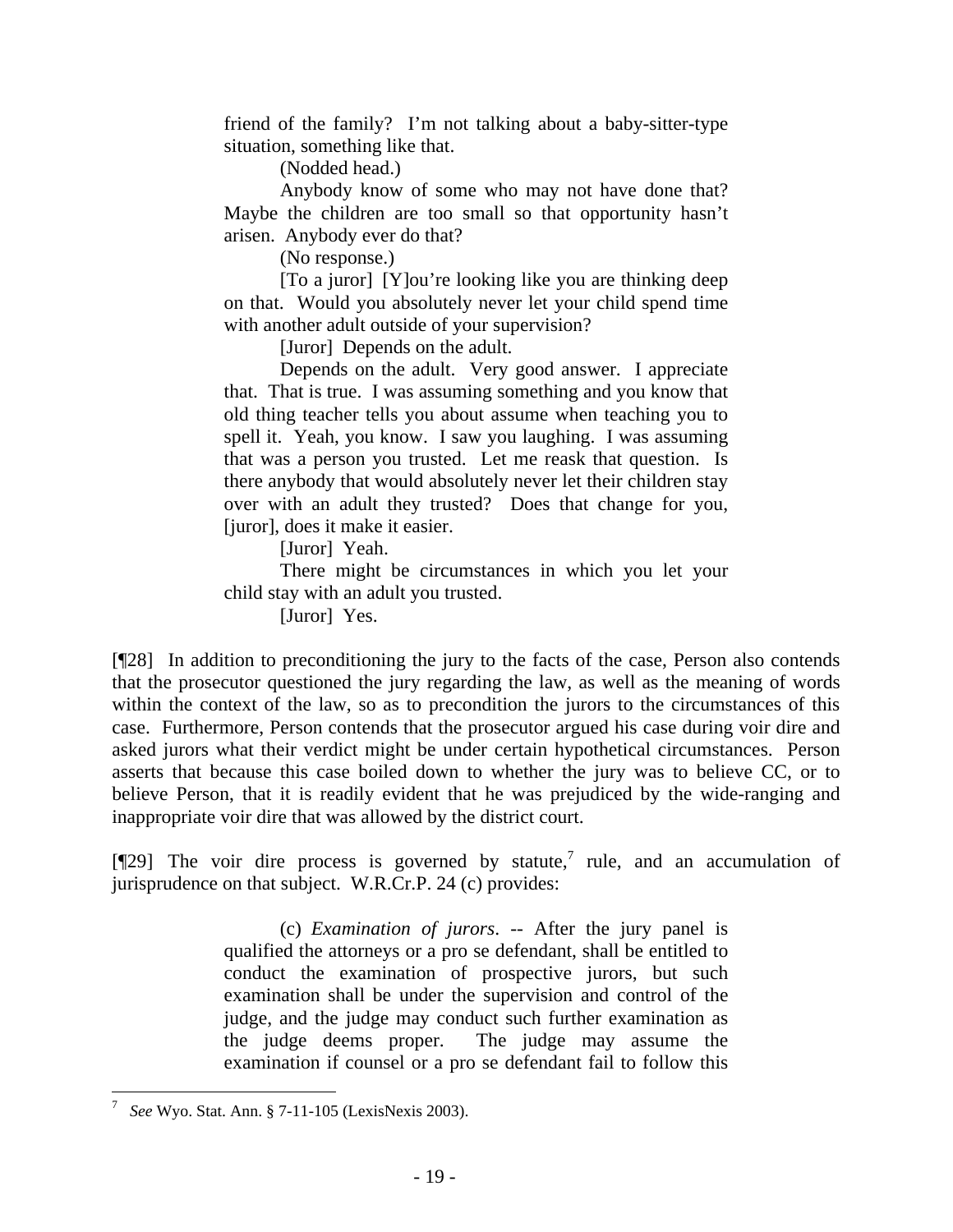> friend of the family? I'm not talking about a baby-sitter-type situation, something like that.
>
> (Nodded head.)
>
> Anybody know of some who may not have done that? Maybe the children are too small so that opportunity hasn't arisen. Anybody ever do that?
>
> (No response.)
>
> [To a juror] [Y]ou're looking like you are thinking deep on that. Would you absolutely never let your child spend time with another adult outside of your supervision?
>
> [Juror] Depends on the adult.
>
> Depends on the adult. Very good answer. I appreciate that. That is true. I was assuming something and you know that old thing teacher tells you about assume when teaching you to spell it. Yeah, you know. I saw you laughing. I was assuming that was a person you trusted. Let me reask that question. Is there anybody that would absolutely never let their children stay over with an adult they trusted? Does that change for you, [juror], does it make it easier.
>
> [Juror] Yeah.
>
> There might be circumstances in which you let your child stay with an adult you trusted.
>
> [Juror] Yes.

[¶28] In addition to preconditioning the jury to the facts of the case, Person also contends that the prosecutor questioned the jury regarding the law, as well as the meaning of words within the context of the law, so as to precondition the jurors to the circumstances of this case. Furthermore, Person contends that the prosecutor argued his case during voir dire and asked jurors what their verdict might be under certain hypothetical circumstances. Person asserts that because this case boiled down to whether the jury was to believe CC, or to believe Person, that it is readily evident that he was prejudiced by the wide-ranging and inappropriate voir dire that was allowed by the district court.

[¶29] The voir dire process is governed by statute,[7] rule, and an accumulation of jurisprudence on that subject. W.R.Cr.P. 24 (c) provides:

> (c) *Examination of jurors*. -- After the jury panel is qualified the attorneys or a pro se defendant, shall be entitled to conduct the examination of prospective jurors, but such examination shall be under the supervision and control of the judge, and the judge may conduct such further examination as the judge deems proper. The judge may assume the examination if counsel or a pro se defendant fail to follow this

---

7 *See* Wyo. Stat. Ann. § 7-11-105 (LexisNexis 2003).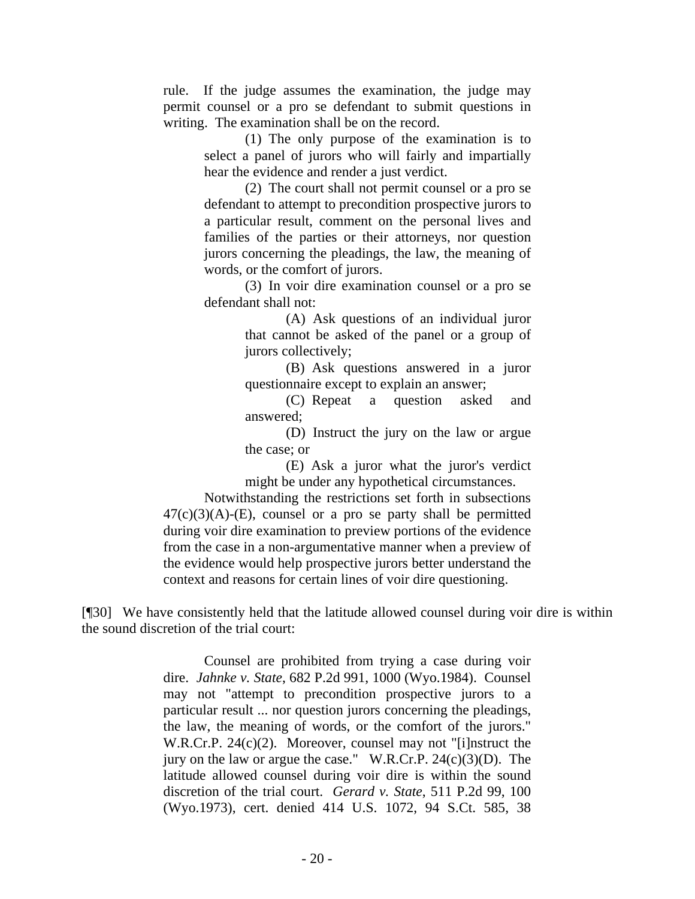> rule. If the judge assumes the examination, the judge may permit counsel or a pro se defendant to submit questions in writing. The examination shall be on the record.
>
> > (1) The only purpose of the examination is to select a panel of jurors who will fairly and impartially hear the evidence and render a just verdict.
> >
> > (2) The court shall not permit counsel or a pro se defendant to attempt to precondition prospective jurors to a particular result, comment on the personal lives and families of the parties or their attorneys, nor question jurors concerning the pleadings, the law, the meaning of words, or the comfort of jurors.
> >
> > (3) In voir dire examination counsel or a pro se defendant shall not:
> >
> > > (A) Ask questions of an individual juror that cannot be asked of the panel or a group of jurors collectively;
> > >
> > > (B) Ask questions answered in a juror questionnaire except to explain an answer;
> > >
> > > (C) Repeat a question asked and answered;
> > >
> > > (D) Instruct the jury on the law or argue the case; or
> > >
> > > (E) Ask a juror what the juror's verdict might be under any hypothetical circumstances.
> >
> > Notwithstanding the restrictions set forth in subsections 47(c)(3)(A)-(E), counsel or a pro se party shall be permitted during voir dire examination to preview portions of the evidence from the case in a non-argumentative manner when a preview of the evidence would help prospective jurors better understand the context and reasons for certain lines of voir dire questioning.

[¶30] We have consistently held that the latitude allowed counsel during voir dire is within the sound discretion of the trial court:

> Counsel are prohibited from trying a case during voir dire. *Jahnke v. State*, 682 P.2d 991, 1000 (Wyo.1984). Counsel may not "attempt to precondition prospective jurors to a particular result ... nor question jurors concerning the pleadings, the law, the meaning of words, or the comfort of the jurors." W.R.Cr.P. 24(c)(2). Moreover, counsel may not "[i]nstruct the jury on the law or argue the case." W.R.Cr.P. 24(c)(3)(D). The latitude allowed counsel during voir dire is within the sound discretion of the trial court. *Gerard v. State*, 511 P.2d 99, 100 (Wyo.1973), cert. denied 414 U.S. 1072, 94 S.Ct. 585, 38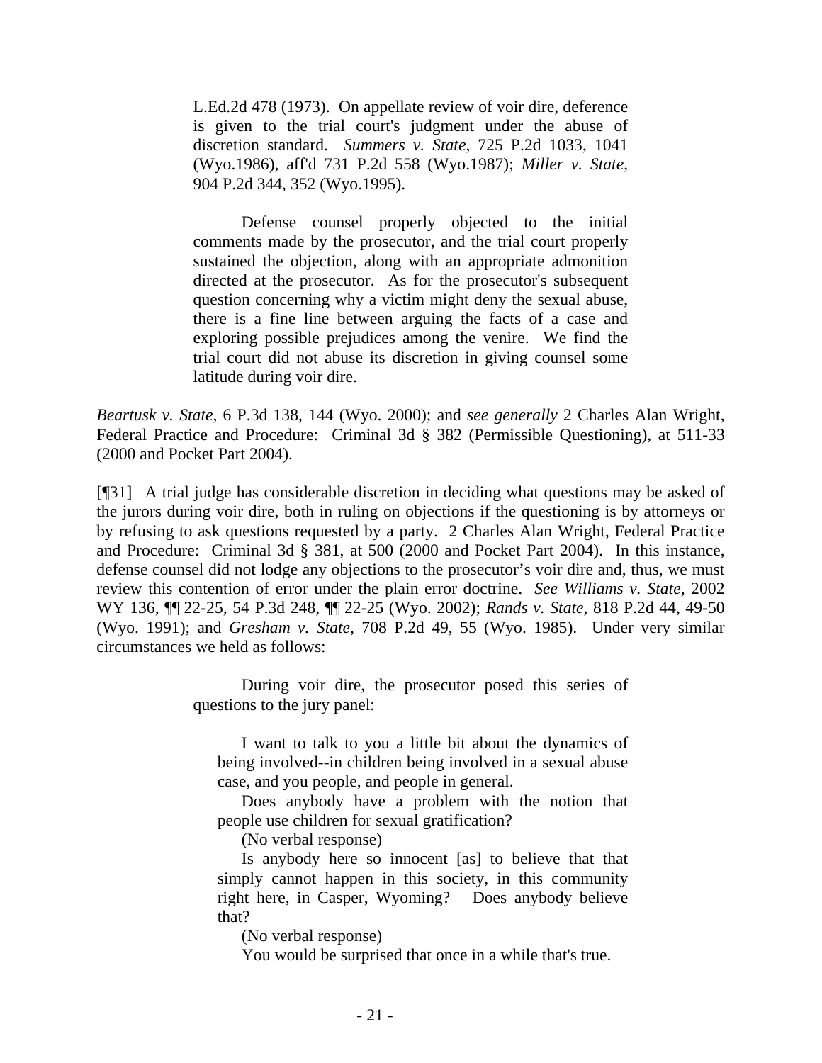> L.Ed.2d 478 (1973). On appellate review of voir dire, deference is given to the trial court's judgment under the abuse of discretion standard. *Summers v. State*, 725 P.2d 1033, 1041 (Wyo.1986), aff'd 731 P.2d 558 (Wyo.1987); *Miller v. State*, 904 P.2d 344, 352 (Wyo.1995).
>
> Defense counsel properly objected to the initial comments made by the prosecutor, and the trial court properly sustained the objection, along with an appropriate admonition directed at the prosecutor. As for the prosecutor's subsequent question concerning why a victim might deny the sexual abuse, there is a fine line between arguing the facts of a case and exploring possible prejudices among the venire. We find the trial court did not abuse its discretion in giving counsel some latitude during voir dire.

*Beartusk v. State*, 6 P.3d 138, 144 (Wyo. 2000); and *see generally* 2 Charles Alan Wright, Federal Practice and Procedure: Criminal 3d § 382 (Permissible Questioning), at 511-33 (2000 and Pocket Part 2004).

[¶31] A trial judge has considerable discretion in deciding what questions may be asked of the jurors during voir dire, both in ruling on objections if the questioning is by attorneys or by refusing to ask questions requested by a party. 2 Charles Alan Wright, Federal Practice and Procedure: Criminal 3d § 381, at 500 (2000 and Pocket Part 2004). In this instance, defense counsel did not lodge any objections to the prosecutor's voir dire and, thus, we must review this contention of error under the plain error doctrine. *See Williams v. State*, 2002 WY 136, ¶¶ 22-25, 54 P.3d 248, ¶¶ 22-25 (Wyo. 2002); *Rands v. State*, 818 P.2d 44, 49-50 (Wyo. 1991); and *Gresham v. State*, 708 P.2d 49, 55 (Wyo. 1985). Under very similar circumstances we held as follows:

> During voir dire, the prosecutor posed this series of questions to the jury panel:
>
>> I want to talk to you a little bit about the dynamics of being involved--in children being involved in a sexual abuse case, and you people, and people in general.
>>
>> Does anybody have a problem with the notion that people use children for sexual gratification?
>>
>> (No verbal response)
>>
>> Is anybody here so innocent [as] to believe that that simply cannot happen in this society, in this community right here, in Casper, Wyoming? Does anybody believe that?
>>
>> (No verbal response)
>>
>> You would be surprised that once in a while that's true.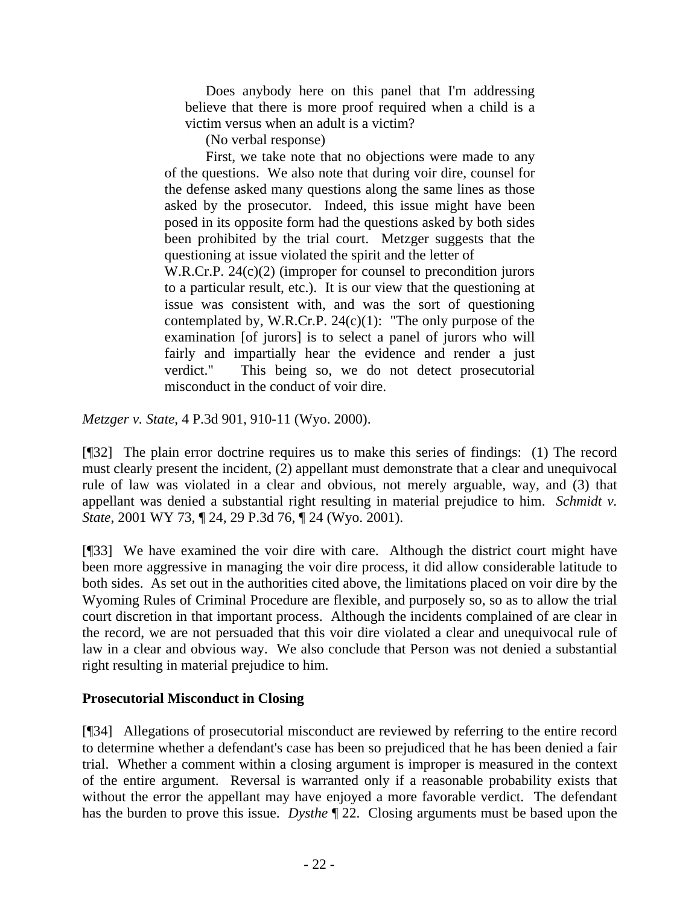> Does anybody here on this panel that I'm addressing believe that there is more proof required when a child is a victim versus when an adult is a victim?
>
> (No verbal response)
>
> First, we take note that no objections were made to any of the questions. We also note that during voir dire, counsel for the defense asked many questions along the same lines as those asked by the prosecutor. Indeed, this issue might have been posed in its opposite form had the questions asked by both sides been prohibited by the trial court. Metzger suggests that the questioning at issue violated the spirit and the letter of W.R.Cr.P. 24(c)(2) (improper for counsel to precondition jurors to a particular result, etc.). It is our view that the questioning at issue was consistent with, and was the sort of questioning contemplated by, W.R.Cr.P. 24(c)(1): "The only purpose of the examination [of jurors] is to select a panel of jurors who will fairly and impartially hear the evidence and render a just verdict." This being so, we do not detect prosecutorial misconduct in the conduct of voir dire.

*Metzger v. State*, 4 P.3d 901, 910-11 (Wyo. 2000).

[¶32] The plain error doctrine requires us to make this series of findings: (1) The record must clearly present the incident, (2) appellant must demonstrate that a clear and unequivocal rule of law was violated in a clear and obvious, not merely arguable, way, and (3) that appellant was denied a substantial right resulting in material prejudice to him. *Schmidt v. State*, 2001 WY 73, ¶ 24, 29 P.3d 76, ¶ 24 (Wyo. 2001).

[¶33] We have examined the voir dire with care. Although the district court might have been more aggressive in managing the voir dire process, it did allow considerable latitude to both sides. As set out in the authorities cited above, the limitations placed on voir dire by the Wyoming Rules of Criminal Procedure are flexible, and purposely so, so as to allow the trial court discretion in that important process. Although the incidents complained of are clear in the record, we are not persuaded that this voir dire violated a clear and unequivocal rule of law in a clear and obvious way. We also conclude that Person was not denied a substantial right resulting in material prejudice to him.

**Prosecutorial Misconduct in Closing**

[¶34] Allegations of prosecutorial misconduct are reviewed by referring to the entire record to determine whether a defendant's case has been so prejudiced that he has been denied a fair trial. Whether a comment within a closing argument is improper is measured in the context of the entire argument. Reversal is warranted only if a reasonable probability exists that without the error the appellant may have enjoyed a more favorable verdict. The defendant has the burden to prove this issue. *Dysthe* ¶ 22. Closing arguments must be based upon the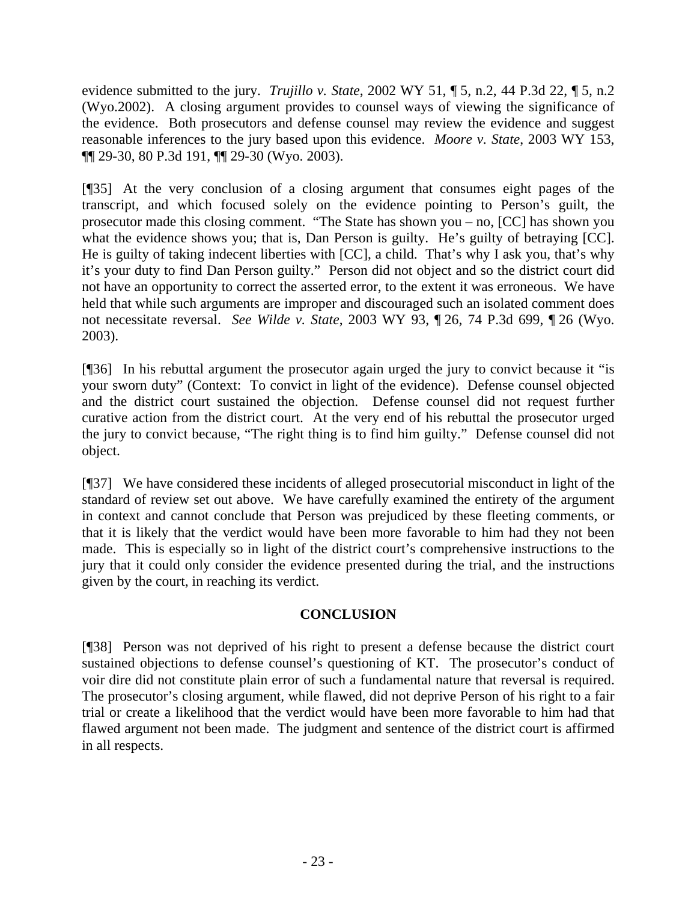evidence submitted to the jury. *Trujillo v. State*, 2002 WY 51, ¶ 5, n.2, 44 P.3d 22, ¶ 5, n.2 (Wyo.2002). A closing argument provides to counsel ways of viewing the significance of the evidence. Both prosecutors and defense counsel may review the evidence and suggest reasonable inferences to the jury based upon this evidence. *Moore v. State*, 2003 WY 153, ¶¶ 29-30, 80 P.3d 191, ¶¶ 29-30 (Wyo. 2003).

[¶35] At the very conclusion of a closing argument that consumes eight pages of the transcript, and which focused solely on the evidence pointing to Person's guilt, the prosecutor made this closing comment. "The State has shown you – no, [CC] has shown you what the evidence shows you; that is, Dan Person is guilty. He's guilty of betraying [CC]. He is guilty of taking indecent liberties with [CC], a child. That's why I ask you, that's why it's your duty to find Dan Person guilty." Person did not object and so the district court did not have an opportunity to correct the asserted error, to the extent it was erroneous. We have held that while such arguments are improper and discouraged such an isolated comment does not necessitate reversal. *See Wilde v. State*, 2003 WY 93, ¶ 26, 74 P.3d 699, ¶ 26 (Wyo. 2003).

[¶36] In his rebuttal argument the prosecutor again urged the jury to convict because it "is your sworn duty" (Context: To convict in light of the evidence). Defense counsel objected and the district court sustained the objection. Defense counsel did not request further curative action from the district court. At the very end of his rebuttal the prosecutor urged the jury to convict because, "The right thing is to find him guilty." Defense counsel did not object.

[¶37] We have considered these incidents of alleged prosecutorial misconduct in light of the standard of review set out above. We have carefully examined the entirety of the argument in context and cannot conclude that Person was prejudiced by these fleeting comments, or that it is likely that the verdict would have been more favorable to him had they not been made. This is especially so in light of the district court's comprehensive instructions to the jury that it could only consider the evidence presented during the trial, and the instructions given by the court, in reaching its verdict.

## CONCLUSION

[¶38] Person was not deprived of his right to present a defense because the district court sustained objections to defense counsel's questioning of KT. The prosecutor's conduct of voir dire did not constitute plain error of such a fundamental nature that reversal is required. The prosecutor's closing argument, while flawed, did not deprive Person of his right to a fair trial or create a likelihood that the verdict would have been more favorable to him had that flawed argument not been made. The judgment and sentence of the district court is affirmed in all respects.